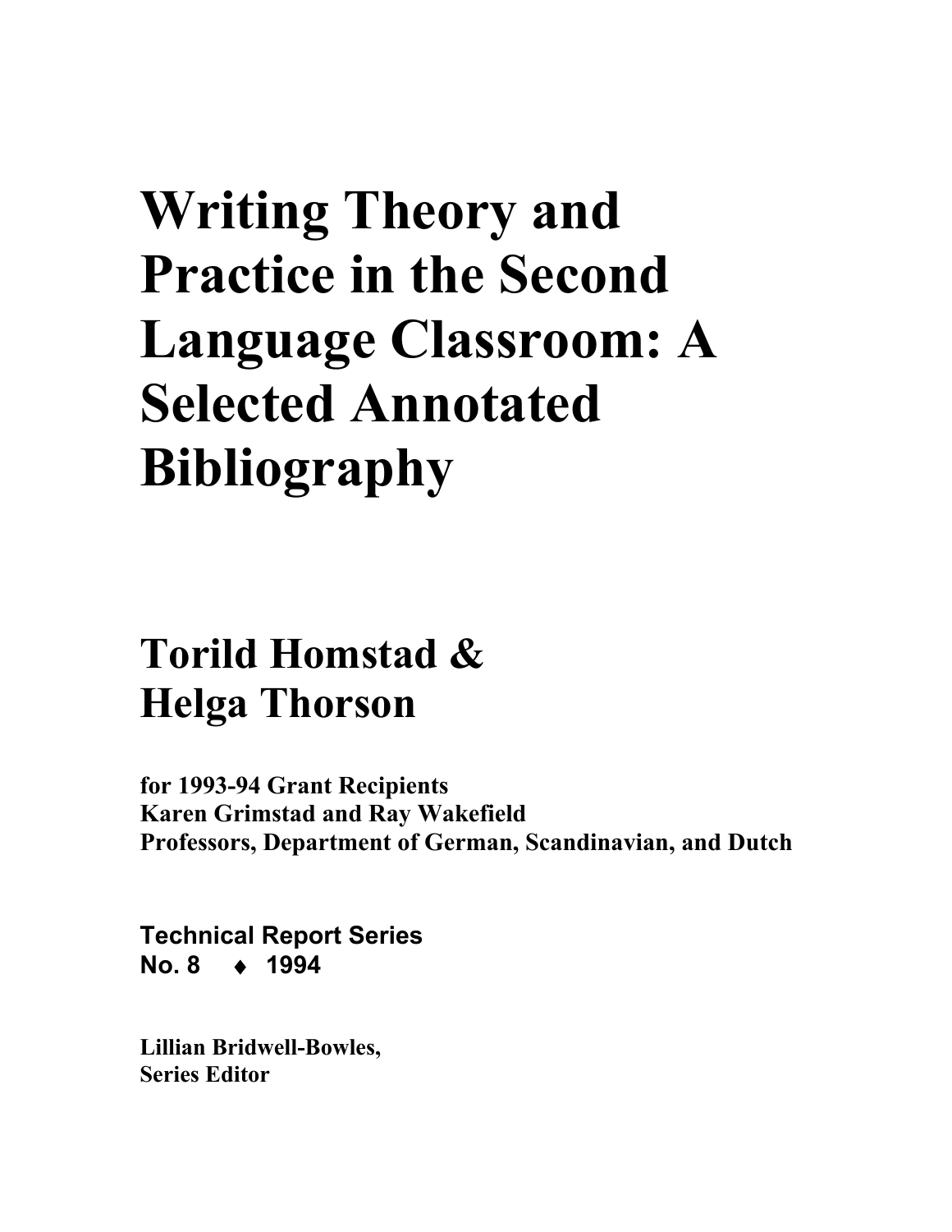# Writing Theory and Practice in the Second Language Classroom: A Selected Annotated Bibliography

## Torild Homstad & Helga Thorson

**for 1993-94 Grant Recipients**
**Karen Grimstad and Ray Wakefield**
**Professors, Department of German, Scandinavian, and Dutch**

**Technical Report Series**
**No. 8 ♦ 1994**

**Lillian Bridwell-Bowles,**
**Series Editor**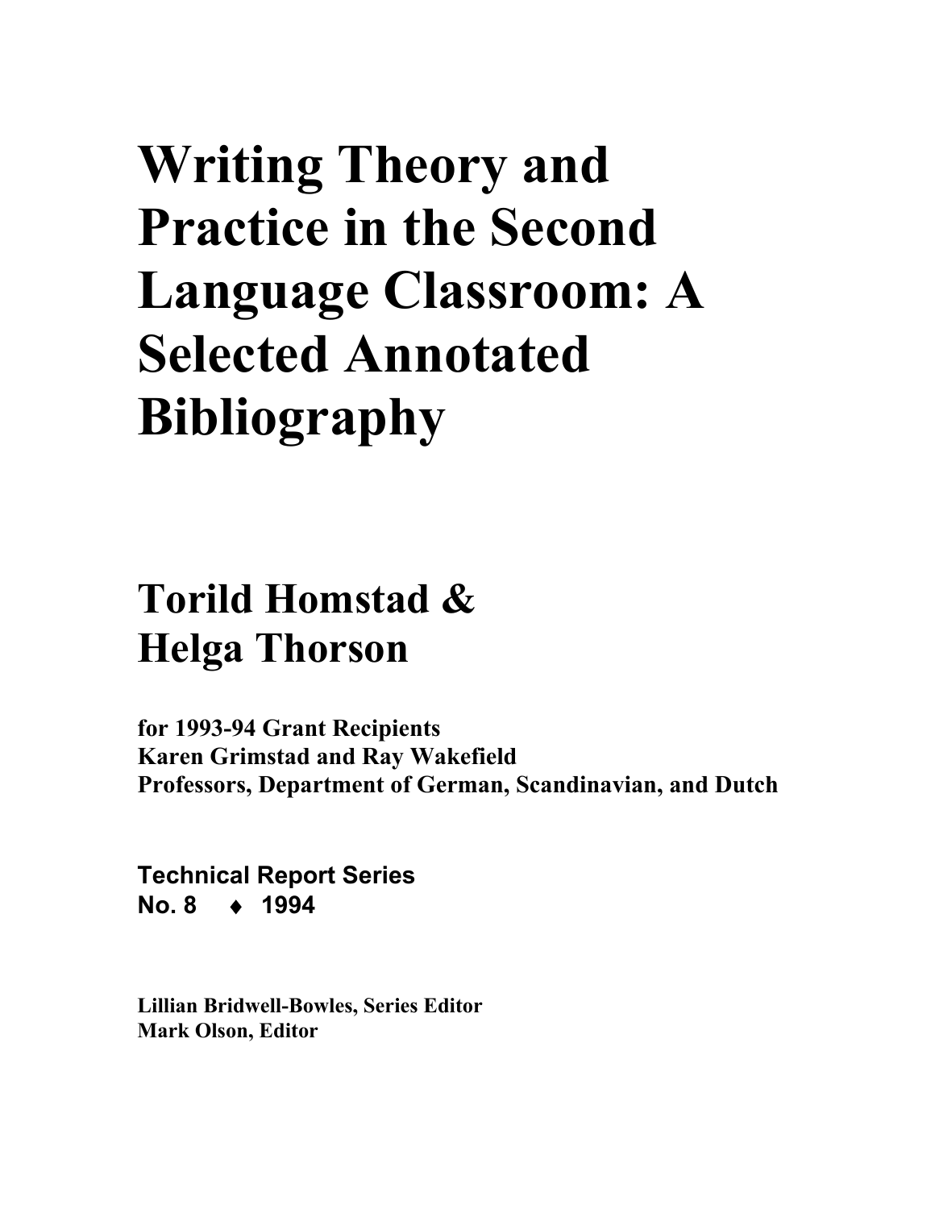# Writing Theory and Practice in the Second Language Classroom: A Selected Annotated Bibliography

## Torild Homstad & Helga Thorson

**for 1993-94 Grant Recipients**
**Karen Grimstad and Ray Wakefield**
**Professors, Department of German, Scandinavian, and Dutch**

**Technical Report Series**
**No. 8 ♦ 1994**

**Lillian Bridwell-Bowles, Series Editor**
**Mark Olson, Editor**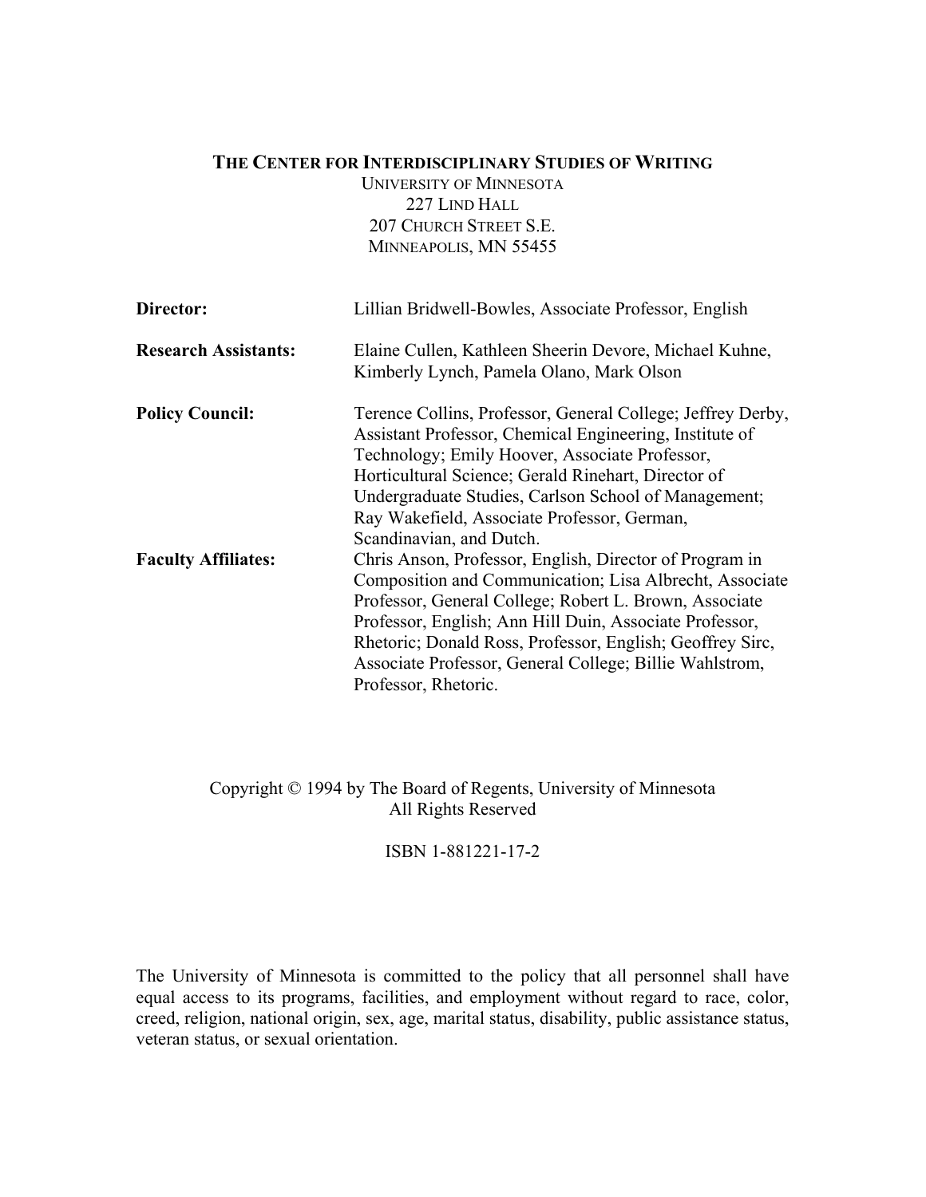**THE CENTER FOR INTERDISCIPLINARY STUDIES OF WRITING**
UNIVERSITY OF MINNESOTA
227 LIND HALL
207 CHURCH STREET S.E.
MINNEAPOLIS, MN 55455

**Director:** Lillian Bridwell-Bowles, Associate Professor, English

**Research Assistants:** Elaine Cullen, Kathleen Sheerin Devore, Michael Kuhne, Kimberly Lynch, Pamela Olano, Mark Olson

**Policy Council:** Terence Collins, Professor, General College; Jeffrey Derby, Assistant Professor, Chemical Engineering, Institute of Technology; Emily Hoover, Associate Professor, Horticultural Science; Gerald Rinehart, Director of Undergraduate Studies, Carlson School of Management; Ray Wakefield, Associate Professor, German, Scandinavian, and Dutch.

**Faculty Affiliates:** Chris Anson, Professor, English, Director of Program in Composition and Communication; Lisa Albrecht, Associate Professor, General College; Robert L. Brown, Associate Professor, English; Ann Hill Duin, Associate Professor, Rhetoric; Donald Ross, Professor, English; Geoffrey Sirc, Associate Professor, General College; Billie Wahlstrom, Professor, Rhetoric.

Copyright © 1994 by The Board of Regents, University of Minnesota
All Rights Reserved

ISBN 1-881221-17-2

The University of Minnesota is committed to the policy that all personnel shall have equal access to its programs, facilities, and employment without regard to race, color, creed, religion, national origin, sex, age, marital status, disability, public assistance status, veteran status, or sexual orientation.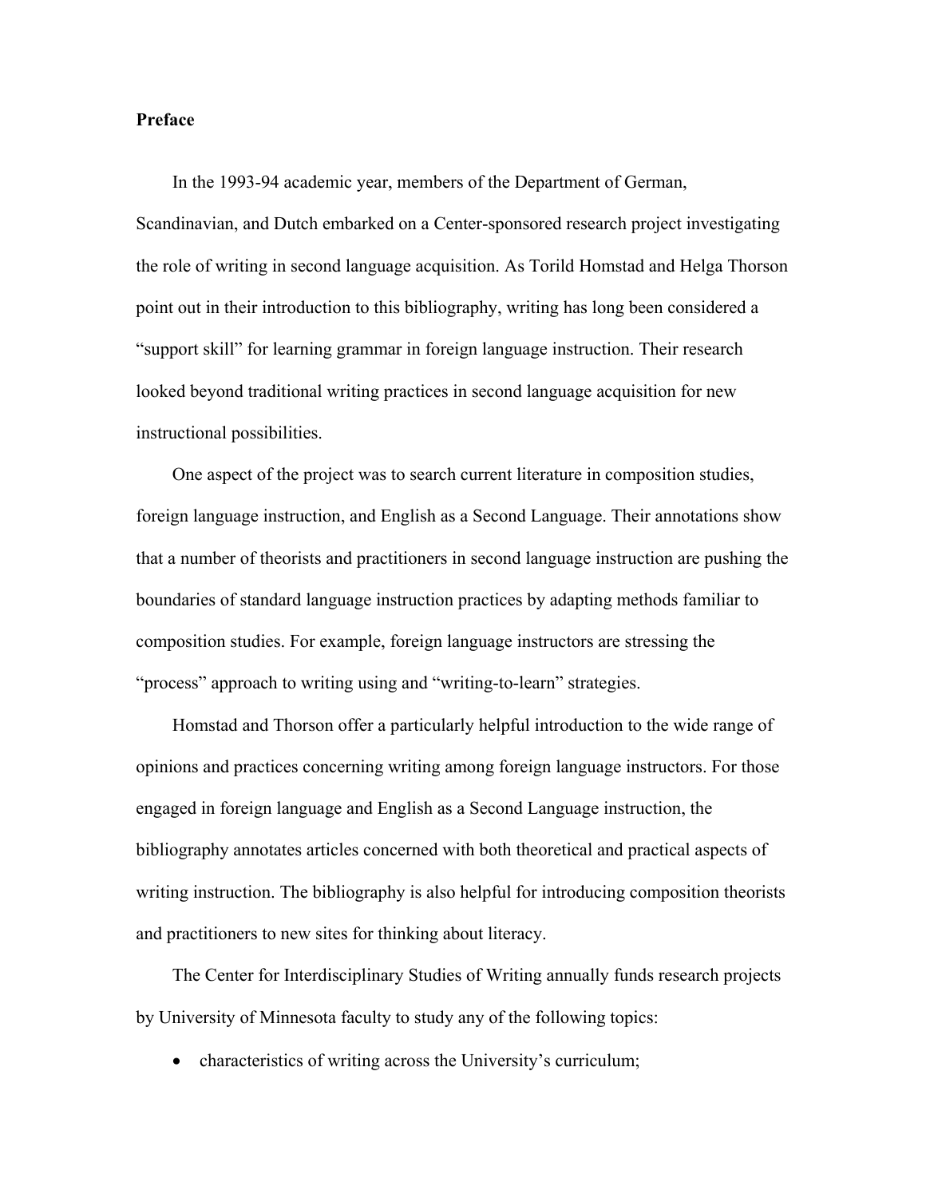**Preface**

In the 1993-94 academic year, members of the Department of German, Scandinavian, and Dutch embarked on a Center-sponsored research project investigating the role of writing in second language acquisition. As Torild Homstad and Helga Thorson point out in their introduction to this bibliography, writing has long been considered a "support skill" for learning grammar in foreign language instruction. Their research looked beyond traditional writing practices in second language acquisition for new instructional possibilities.

One aspect of the project was to search current literature in composition studies, foreign language instruction, and English as a Second Language. Their annotations show that a number of theorists and practitioners in second language instruction are pushing the boundaries of standard language instruction practices by adapting methods familiar to composition studies. For example, foreign language instructors are stressing the "process" approach to writing using and "writing-to-learn" strategies.

Homstad and Thorson offer a particularly helpful introduction to the wide range of opinions and practices concerning writing among foreign language instructors. For those engaged in foreign language and English as a Second Language instruction, the bibliography annotates articles concerned with both theoretical and practical aspects of writing instruction. The bibliography is also helpful for introducing composition theorists and practitioners to new sites for thinking about literacy.

The Center for Interdisciplinary Studies of Writing annually funds research projects by University of Minnesota faculty to study any of the following topics:

- characteristics of writing across the University's curriculum;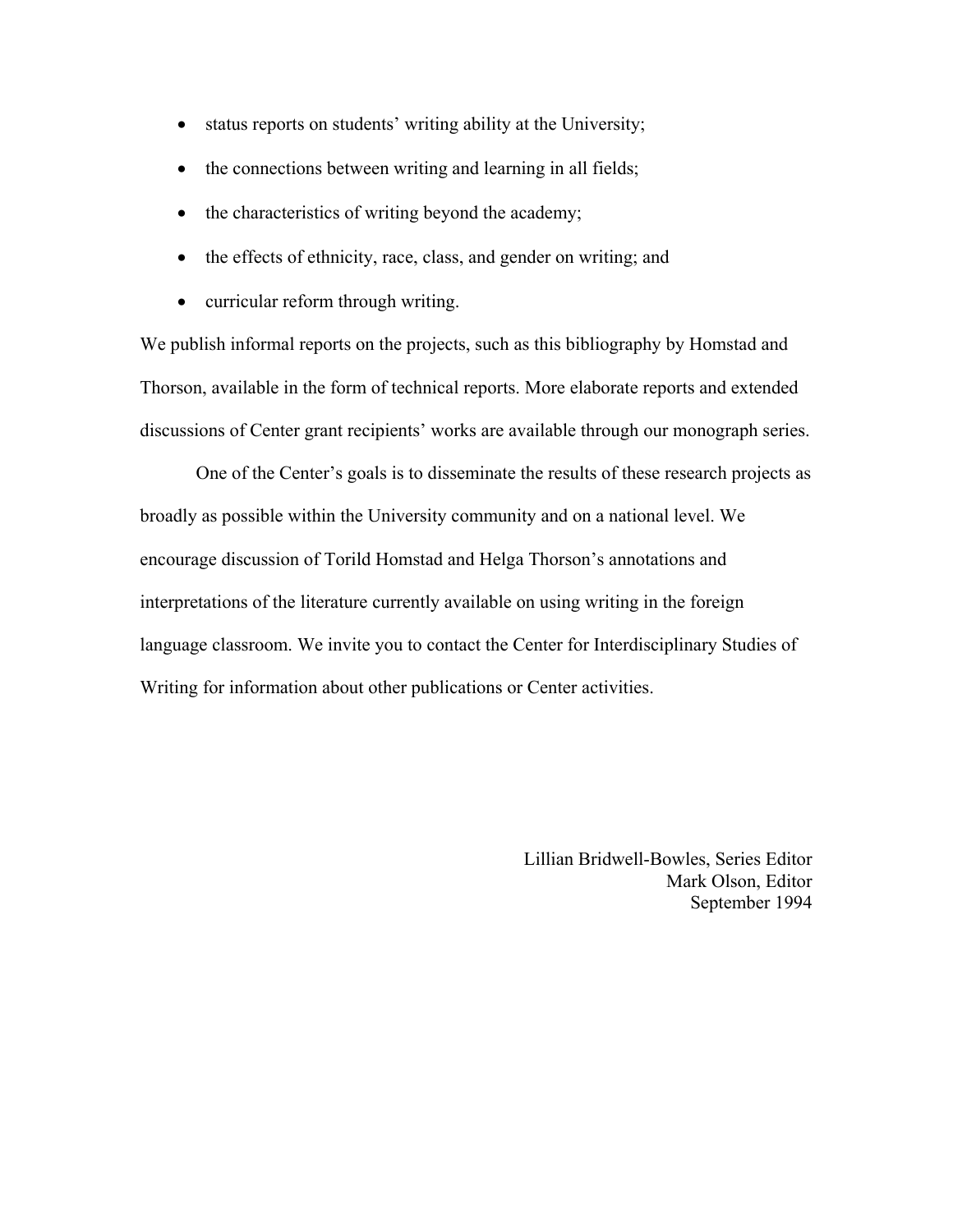- status reports on students' writing ability at the University;
- the connections between writing and learning in all fields;
- the characteristics of writing beyond the academy;
- the effects of ethnicity, race, class, and gender on writing; and
- curricular reform through writing.

We publish informal reports on the projects, such as this bibliography by Homstad and Thorson, available in the form of technical reports. More elaborate reports and extended discussions of Center grant recipients' works are available through our monograph series.

One of the Center's goals is to disseminate the results of these research projects as broadly as possible within the University community and on a national level. We encourage discussion of Torild Homstad and Helga Thorson's annotations and interpretations of the literature currently available on using writing in the foreign language classroom. We invite you to contact the Center for Interdisciplinary Studies of Writing for information about other publications or Center activities.

Lillian Bridwell-Bowles, Series Editor
Mark Olson, Editor
September 1994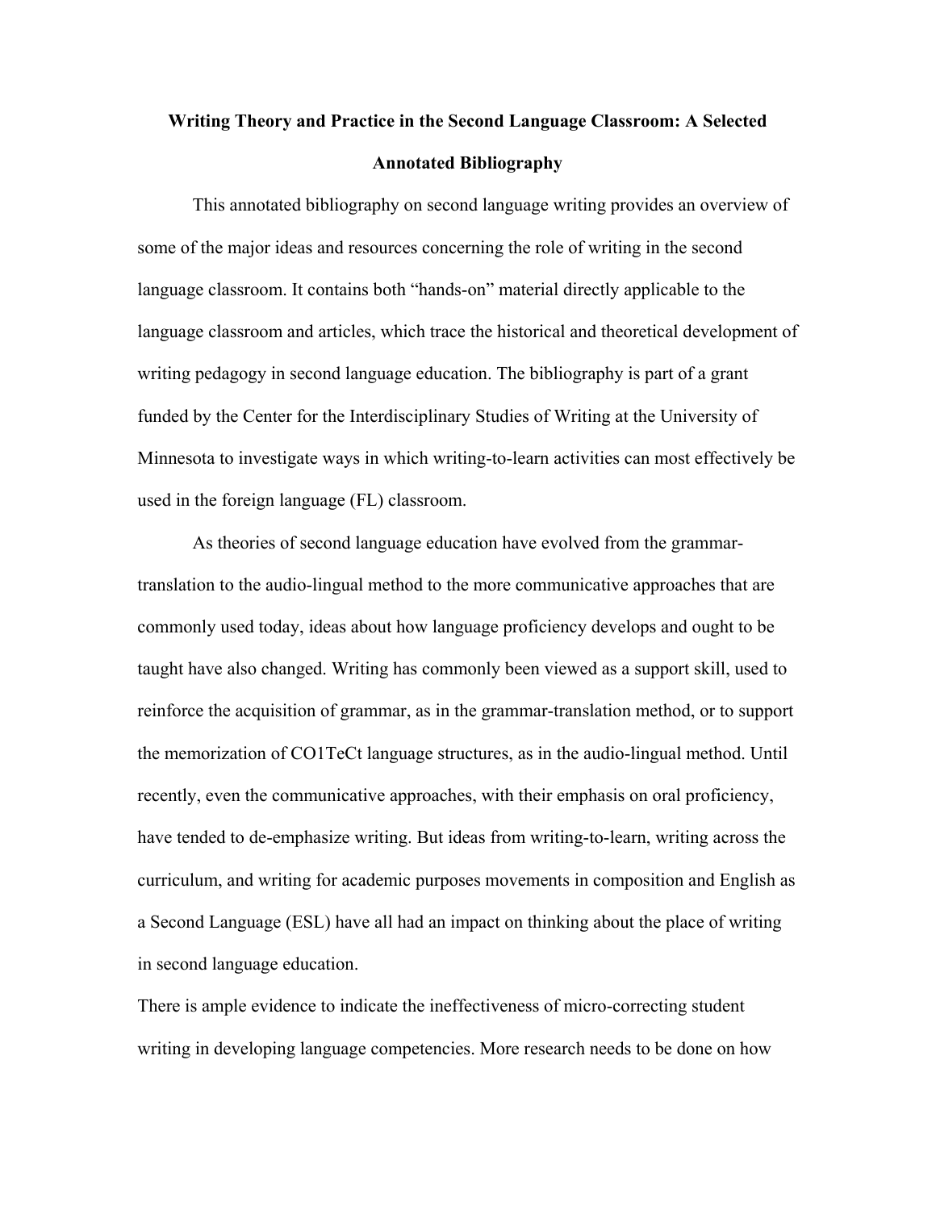# Writing Theory and Practice in the Second Language Classroom: A Selected Annotated Bibliography

This annotated bibliography on second language writing provides an overview of some of the major ideas and resources concerning the role of writing in the second language classroom. It contains both "hands-on" material directly applicable to the language classroom and articles, which trace the historical and theoretical development of writing pedagogy in second language education. The bibliography is part of a grant funded by the Center for the Interdisciplinary Studies of Writing at the University of Minnesota to investigate ways in which writing-to-learn activities can most effectively be used in the foreign language (FL) classroom.

As theories of second language education have evolved from the grammar-translation to the audio-lingual method to the more communicative approaches that are commonly used today, ideas about how language proficiency develops and ought to be taught have also changed. Writing has commonly been viewed as a support skill, used to reinforce the acquisition of grammar, as in the grammar-translation method, or to support the memorization of CO1TeCt language structures, as in the audio-lingual method. Until recently, even the communicative approaches, with their emphasis on oral proficiency, have tended to de-emphasize writing. But ideas from writing-to-learn, writing across the curriculum, and writing for academic purposes movements in composition and English as a Second Language (ESL) have all had an impact on thinking about the place of writing in second language education.

There is ample evidence to indicate the ineffectiveness of micro-correcting student writing in developing language competencies. More research needs to be done on how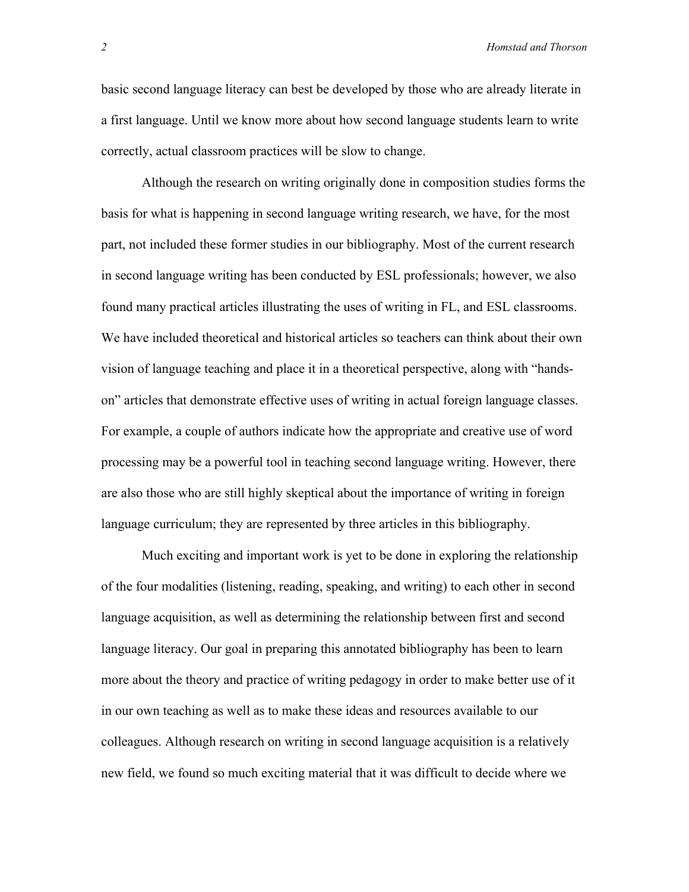basic second language literacy can best be developed by those who are already literate in a first language. Until we know more about how second language students learn to write correctly, actual classroom practices will be slow to change.

Although the research on writing originally done in composition studies forms the basis for what is happening in second language writing research, we have, for the most part, not included these former studies in our bibliography. Most of the current research in second language writing has been conducted by ESL professionals; however, we also found many practical articles illustrating the uses of writing in FL, and ESL classrooms. We have included theoretical and historical articles so teachers can think about their own vision of language teaching and place it in a theoretical perspective, along with "hands-on" articles that demonstrate effective uses of writing in actual foreign language classes. For example, a couple of authors indicate how the appropriate and creative use of word processing may be a powerful tool in teaching second language writing. However, there are also those who are still highly skeptical about the importance of writing in foreign language curriculum; they are represented by three articles in this bibliography.

Much exciting and important work is yet to be done in exploring the relationship of the four modalities (listening, reading, speaking, and writing) to each other in second language acquisition, as well as determining the relationship between first and second language literacy. Our goal in preparing this annotated bibliography has been to learn more about the theory and practice of writing pedagogy in order to make better use of it in our own teaching as well as to make these ideas and resources available to our colleagues. Although research on writing in second language acquisition is a relatively new field, we found so much exciting material that it was difficult to decide where we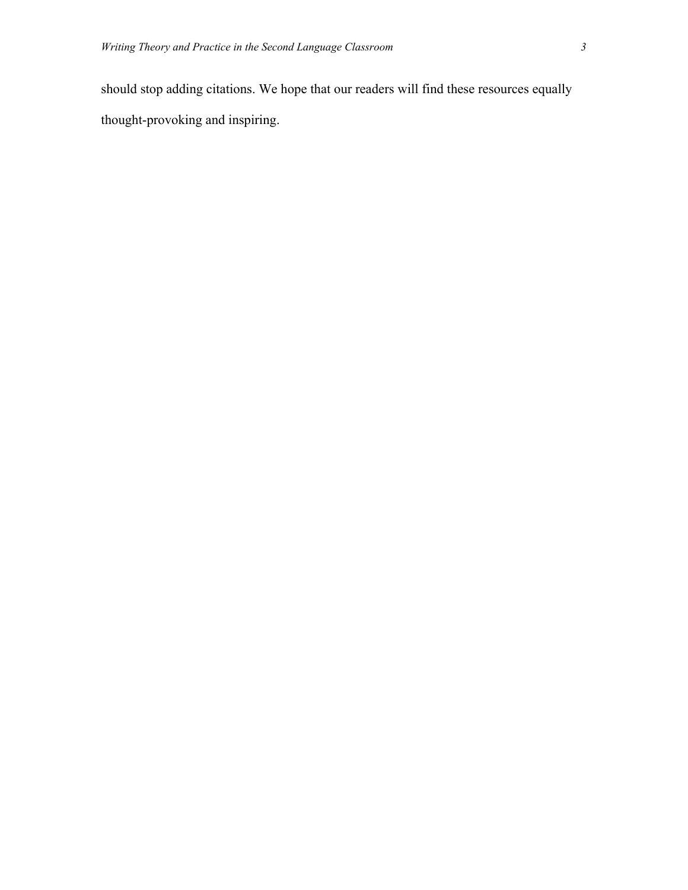should stop adding citations. We hope that our readers will find these resources equally thought-provoking and inspiring.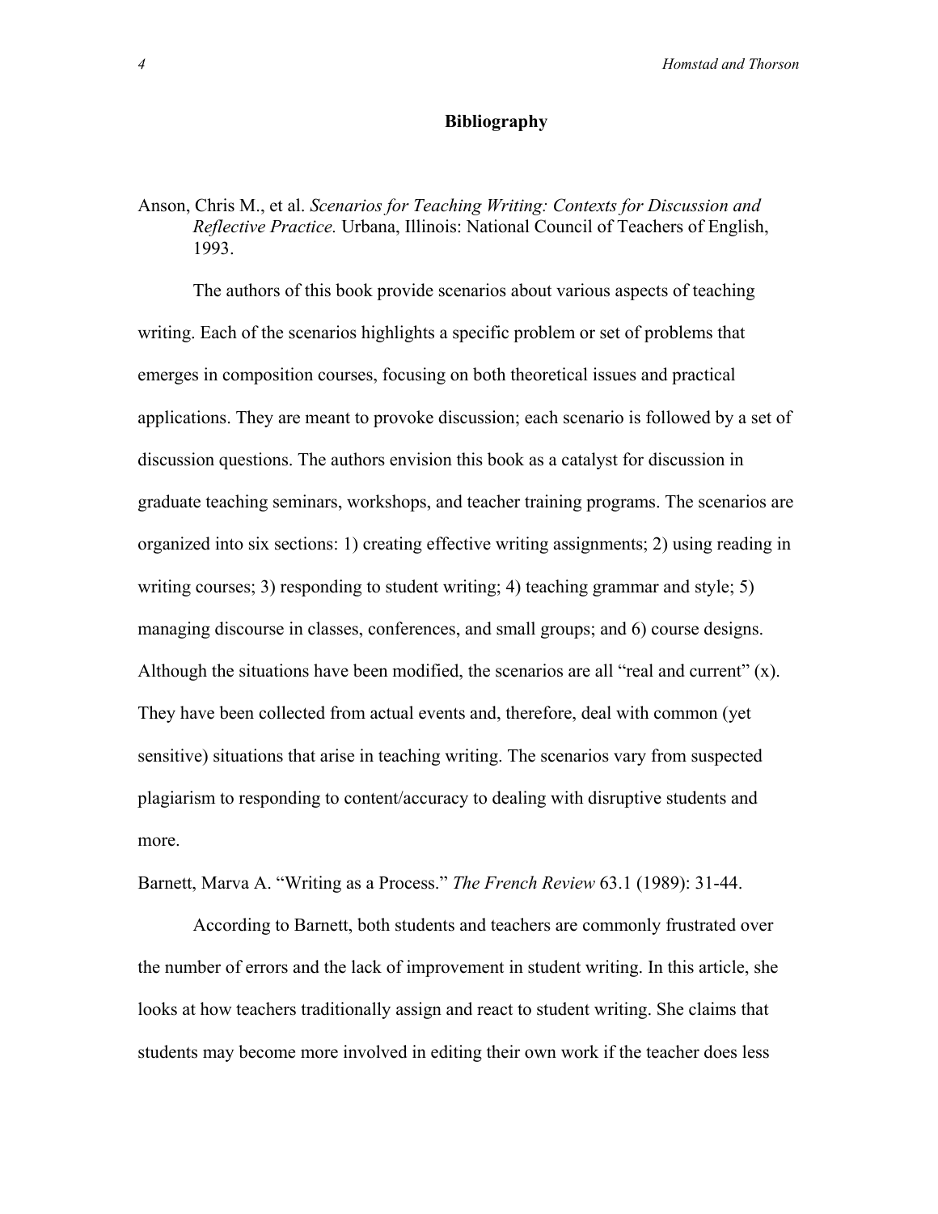## Bibliography

Anson, Chris M., et al. *Scenarios for Teaching Writing: Contexts for Discussion and Reflective Practice.* Urbana, Illinois: National Council of Teachers of English, 1993.

The authors of this book provide scenarios about various aspects of teaching writing. Each of the scenarios highlights a specific problem or set of problems that emerges in composition courses, focusing on both theoretical issues and practical applications. They are meant to provoke discussion; each scenario is followed by a set of discussion questions. The authors envision this book as a catalyst for discussion in graduate teaching seminars, workshops, and teacher training programs. The scenarios are organized into six sections: 1) creating effective writing assignments; 2) using reading in writing courses; 3) responding to student writing; 4) teaching grammar and style; 5) managing discourse in classes, conferences, and small groups; and 6) course designs. Although the situations have been modified, the scenarios are all "real and current" (x). They have been collected from actual events and, therefore, deal with common (yet sensitive) situations that arise in teaching writing. The scenarios vary from suspected plagiarism to responding to content/accuracy to dealing with disruptive students and more.

Barnett, Marva A. "Writing as a Process." *The French Review* 63.1 (1989): 31-44.

According to Barnett, both students and teachers are commonly frustrated over the number of errors and the lack of improvement in student writing. In this article, she looks at how teachers traditionally assign and react to student writing. She claims that students may become more involved in editing their own work if the teacher does less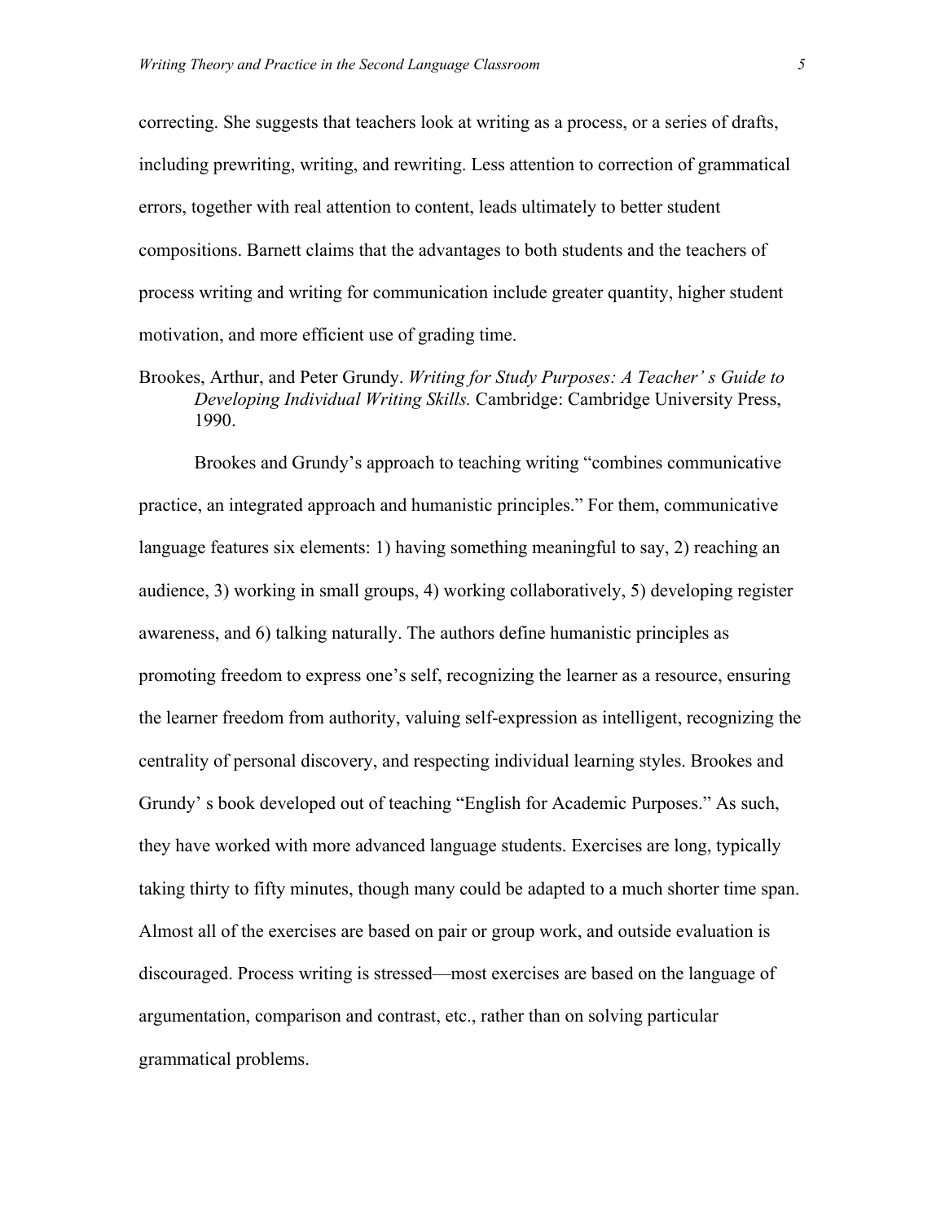correcting. She suggests that teachers look at writing as a process, or a series of drafts, including prewriting, writing, and rewriting. Less attention to correction of grammatical errors, together with real attention to content, leads ultimately to better student compositions. Barnett claims that the advantages to both students and the teachers of process writing and writing for communication include greater quantity, higher student motivation, and more efficient use of grading time.

Brookes, Arthur, and Peter Grundy. *Writing for Study Purposes: A Teacher' s Guide to Developing Individual Writing Skills.* Cambridge: Cambridge University Press, 1990.

Brookes and Grundy's approach to teaching writing "combines communicative practice, an integrated approach and humanistic principles." For them, communicative language features six elements: 1) having something meaningful to say, 2) reaching an audience, 3) working in small groups, 4) working collaboratively, 5) developing register awareness, and 6) talking naturally. The authors define humanistic principles as promoting freedom to express one's self, recognizing the learner as a resource, ensuring the learner freedom from authority, valuing self-expression as intelligent, recognizing the centrality of personal discovery, and respecting individual learning styles. Brookes and Grundy' s book developed out of teaching "English for Academic Purposes." As such, they have worked with more advanced language students. Exercises are long, typically taking thirty to fifty minutes, though many could be adapted to a much shorter time span. Almost all of the exercises are based on pair or group work, and outside evaluation is discouraged. Process writing is stressed—most exercises are based on the language of argumentation, comparison and contrast, etc., rather than on solving particular grammatical problems.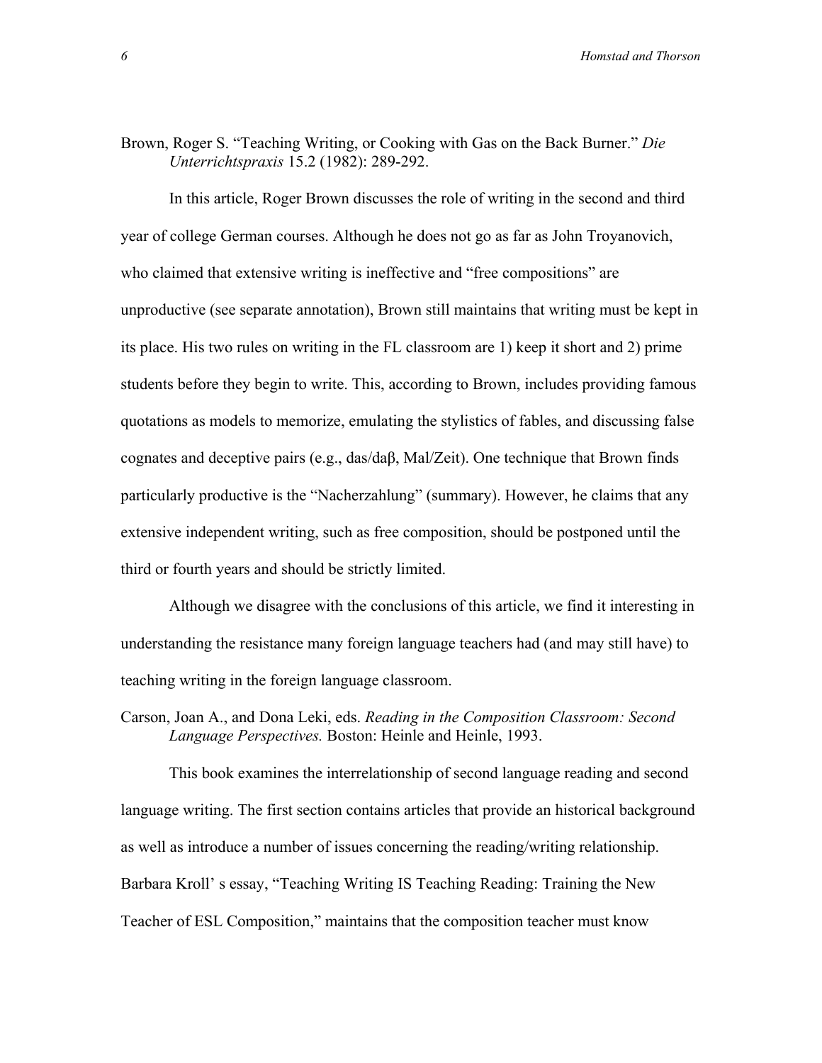Brown, Roger S. "Teaching Writing, or Cooking with Gas on the Back Burner." *Die Unterrichtspraxis* 15.2 (1982): 289-292.

In this article, Roger Brown discusses the role of writing in the second and third year of college German courses. Although he does not go as far as John Troyanovich, who claimed that extensive writing is ineffective and "free compositions" are unproductive (see separate annotation), Brown still maintains that writing must be kept in its place. His two rules on writing in the FL classroom are 1) keep it short and 2) prime students before they begin to write. This, according to Brown, includes providing famous quotations as models to memorize, emulating the stylistics of fables, and discussing false cognates and deceptive pairs (e.g., das/daβ, Mal/Zeit). One technique that Brown finds particularly productive is the "Nacherzahlung" (summary). However, he claims that any extensive independent writing, such as free composition, should be postponed until the third or fourth years and should be strictly limited.

Although we disagree with the conclusions of this article, we find it interesting in understanding the resistance many foreign language teachers had (and may still have) to teaching writing in the foreign language classroom.

Carson, Joan A., and Dona Leki, eds. *Reading in the Composition Classroom: Second Language Perspectives.* Boston: Heinle and Heinle, 1993.

This book examines the interrelationship of second language reading and second language writing. The first section contains articles that provide an historical background as well as introduce a number of issues concerning the reading/writing relationship. Barbara Kroll' s essay, "Teaching Writing IS Teaching Reading: Training the New Teacher of ESL Composition," maintains that the composition teacher must know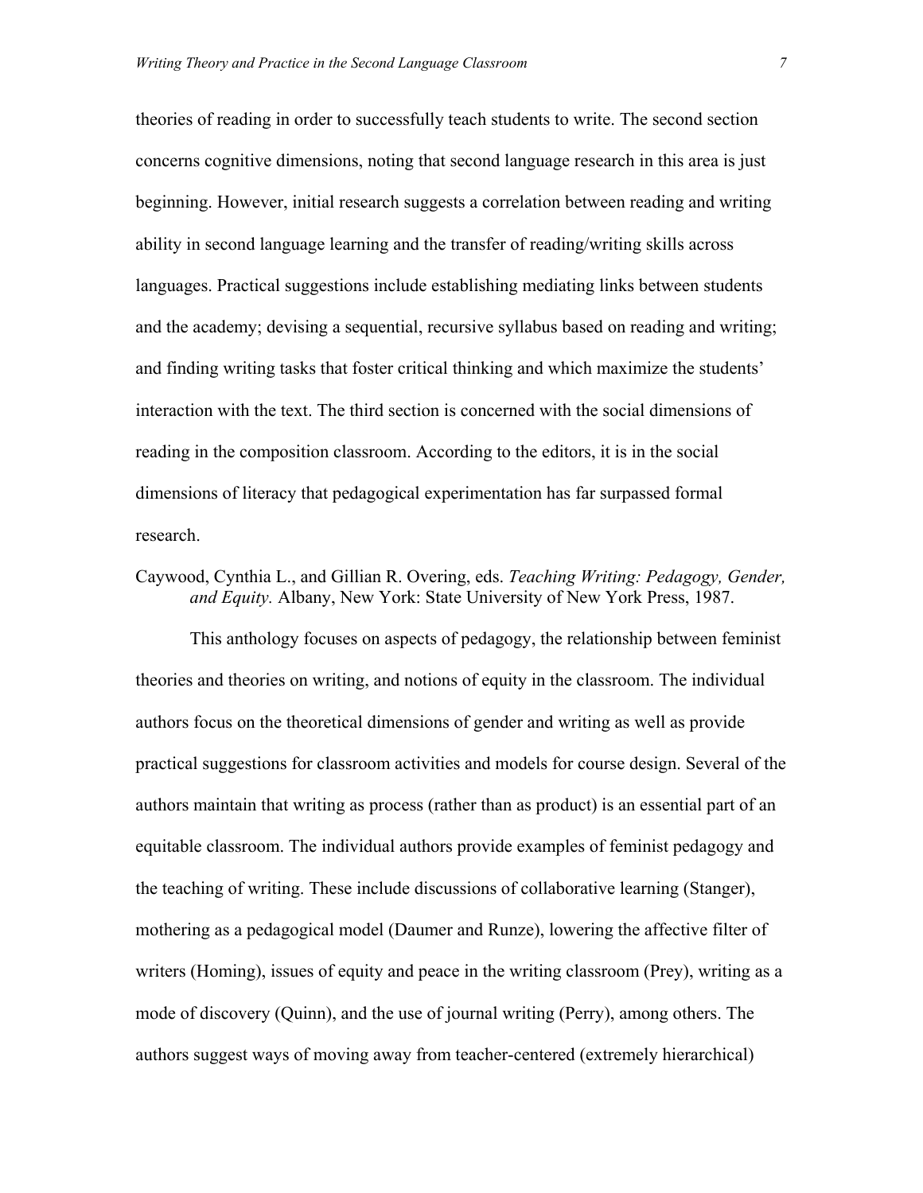theories of reading in order to successfully teach students to write. The second section concerns cognitive dimensions, noting that second language research in this area is just beginning. However, initial research suggests a correlation between reading and writing ability in second language learning and the transfer of reading/writing skills across languages. Practical suggestions include establishing mediating links between students and the academy; devising a sequential, recursive syllabus based on reading and writing; and finding writing tasks that foster critical thinking and which maximize the students' interaction with the text. The third section is concerned with the social dimensions of reading in the composition classroom. According to the editors, it is in the social dimensions of literacy that pedagogical experimentation has far surpassed formal research.

Caywood, Cynthia L., and Gillian R. Overing, eds. *Teaching Writing: Pedagogy, Gender, and Equity.* Albany, New York: State University of New York Press, 1987.

This anthology focuses on aspects of pedagogy, the relationship between feminist theories and theories on writing, and notions of equity in the classroom. The individual authors focus on the theoretical dimensions of gender and writing as well as provide practical suggestions for classroom activities and models for course design. Several of the authors maintain that writing as process (rather than as product) is an essential part of an equitable classroom. The individual authors provide examples of feminist pedagogy and the teaching of writing. These include discussions of collaborative learning (Stanger), mothering as a pedagogical model (Daumer and Runze), lowering the affective filter of writers (Homing), issues of equity and peace in the writing classroom (Prey), writing as a mode of discovery (Quinn), and the use of journal writing (Perry), among others. The authors suggest ways of moving away from teacher-centered (extremely hierarchical)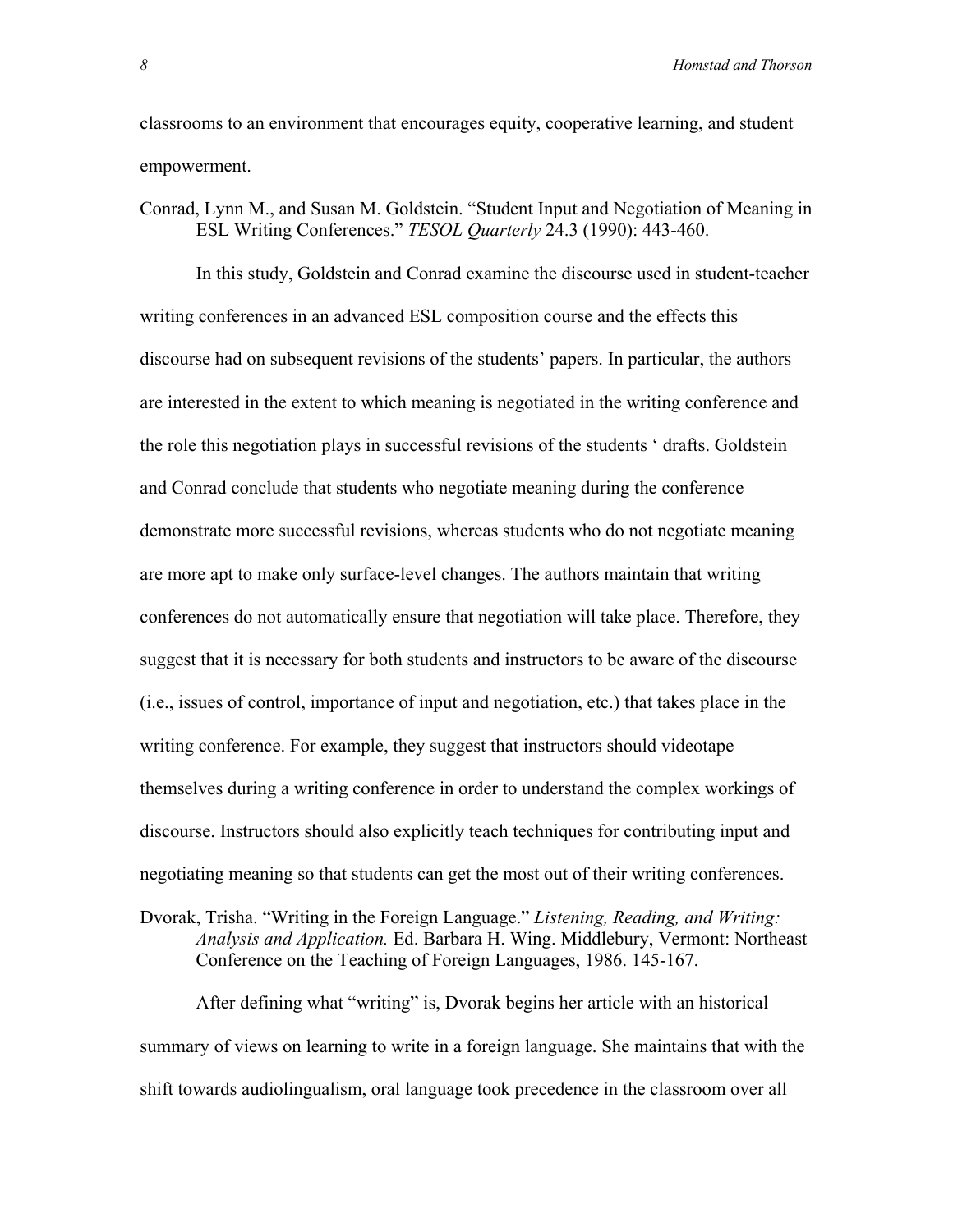classrooms to an environment that encourages equity, cooperative learning, and student empowerment.

Conrad, Lynn M., and Susan M. Goldstein. "Student Input and Negotiation of Meaning in ESL Writing Conferences." *TESOL Quarterly* 24.3 (1990): 443-460.

In this study, Goldstein and Conrad examine the discourse used in student-teacher writing conferences in an advanced ESL composition course and the effects this discourse had on subsequent revisions of the students' papers. In particular, the authors are interested in the extent to which meaning is negotiated in the writing conference and the role this negotiation plays in successful revisions of the students ' drafts. Goldstein and Conrad conclude that students who negotiate meaning during the conference demonstrate more successful revisions, whereas students who do not negotiate meaning are more apt to make only surface-level changes. The authors maintain that writing conferences do not automatically ensure that negotiation will take place. Therefore, they suggest that it is necessary for both students and instructors to be aware of the discourse (i.e., issues of control, importance of input and negotiation, etc.) that takes place in the writing conference. For example, they suggest that instructors should videotape themselves during a writing conference in order to understand the complex workings of discourse. Instructors should also explicitly teach techniques for contributing input and negotiating meaning so that students can get the most out of their writing conferences.

Dvorak, Trisha. "Writing in the Foreign Language." *Listening, Reading, and Writing: Analysis and Application.* Ed. Barbara H. Wing. Middlebury, Vermont: Northeast Conference on the Teaching of Foreign Languages, 1986. 145-167.

After defining what "writing" is, Dvorak begins her article with an historical summary of views on learning to write in a foreign language. She maintains that with the shift towards audiolingualism, oral language took precedence in the classroom over all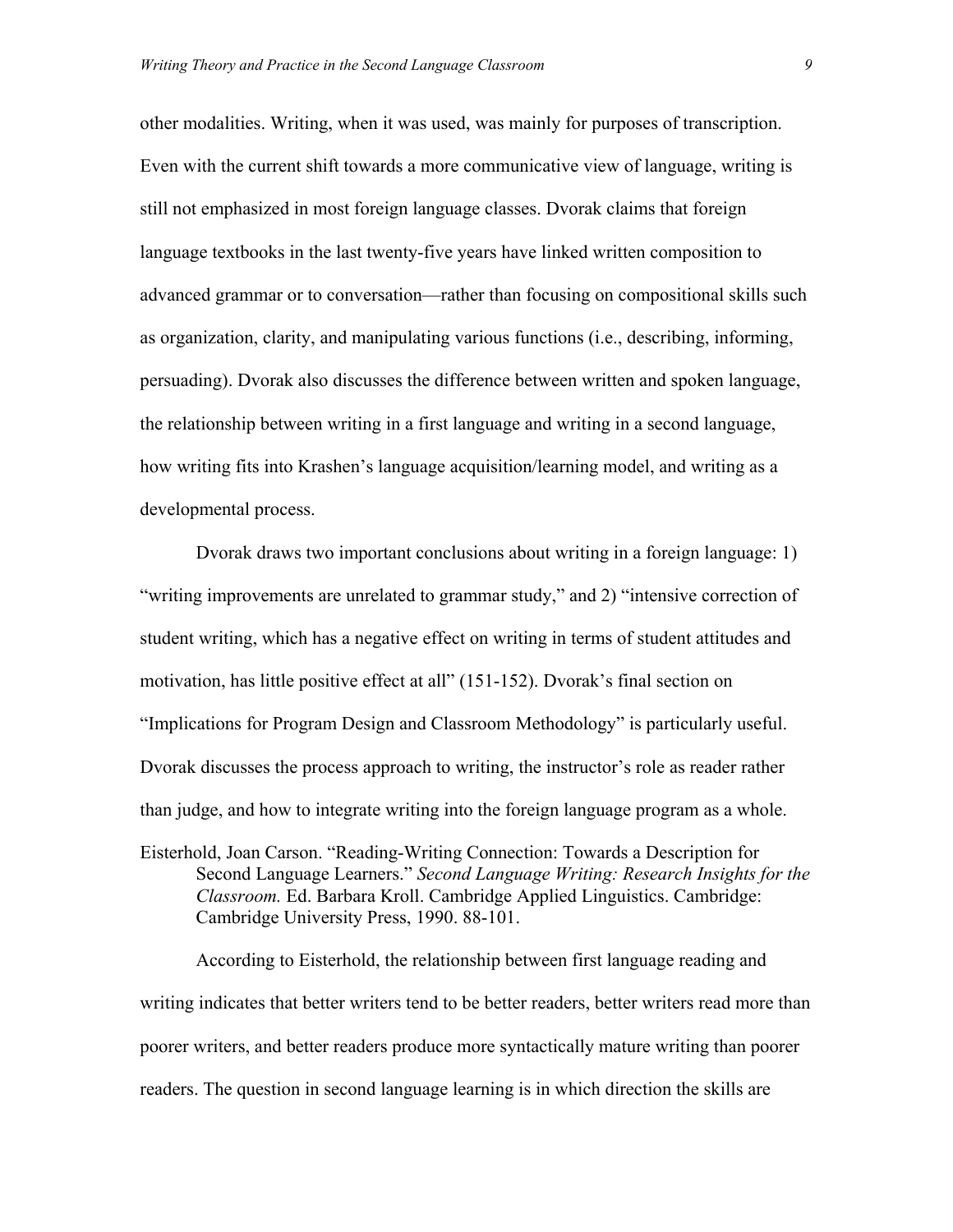other modalities. Writing, when it was used, was mainly for purposes of transcription. Even with the current shift towards a more communicative view of language, writing is still not emphasized in most foreign language classes. Dvorak claims that foreign language textbooks in the last twenty-five years have linked written composition to advanced grammar or to conversation—rather than focusing on compositional skills such as organization, clarity, and manipulating various functions (i.e., describing, informing, persuading). Dvorak also discusses the difference between written and spoken language, the relationship between writing in a first language and writing in a second language, how writing fits into Krashen's language acquisition/learning model, and writing as a developmental process.

Dvorak draws two important conclusions about writing in a foreign language: 1) "writing improvements are unrelated to grammar study," and 2) "intensive correction of student writing, which has a negative effect on writing in terms of student attitudes and motivation, has little positive effect at all" (151-152). Dvorak's final section on "Implications for Program Design and Classroom Methodology" is particularly useful. Dvorak discusses the process approach to writing, the instructor's role as reader rather than judge, and how to integrate writing into the foreign language program as a whole.

Eisterhold, Joan Carson. "Reading-Writing Connection: Towards a Description for Second Language Learners." *Second Language Writing: Research Insights for the Classroom.* Ed. Barbara Kroll. Cambridge Applied Linguistics. Cambridge: Cambridge University Press, 1990. 88-101.

According to Eisterhold, the relationship between first language reading and writing indicates that better writers tend to be better readers, better writers read more than poorer writers, and better readers produce more syntactically mature writing than poorer readers. The question in second language learning is in which direction the skills are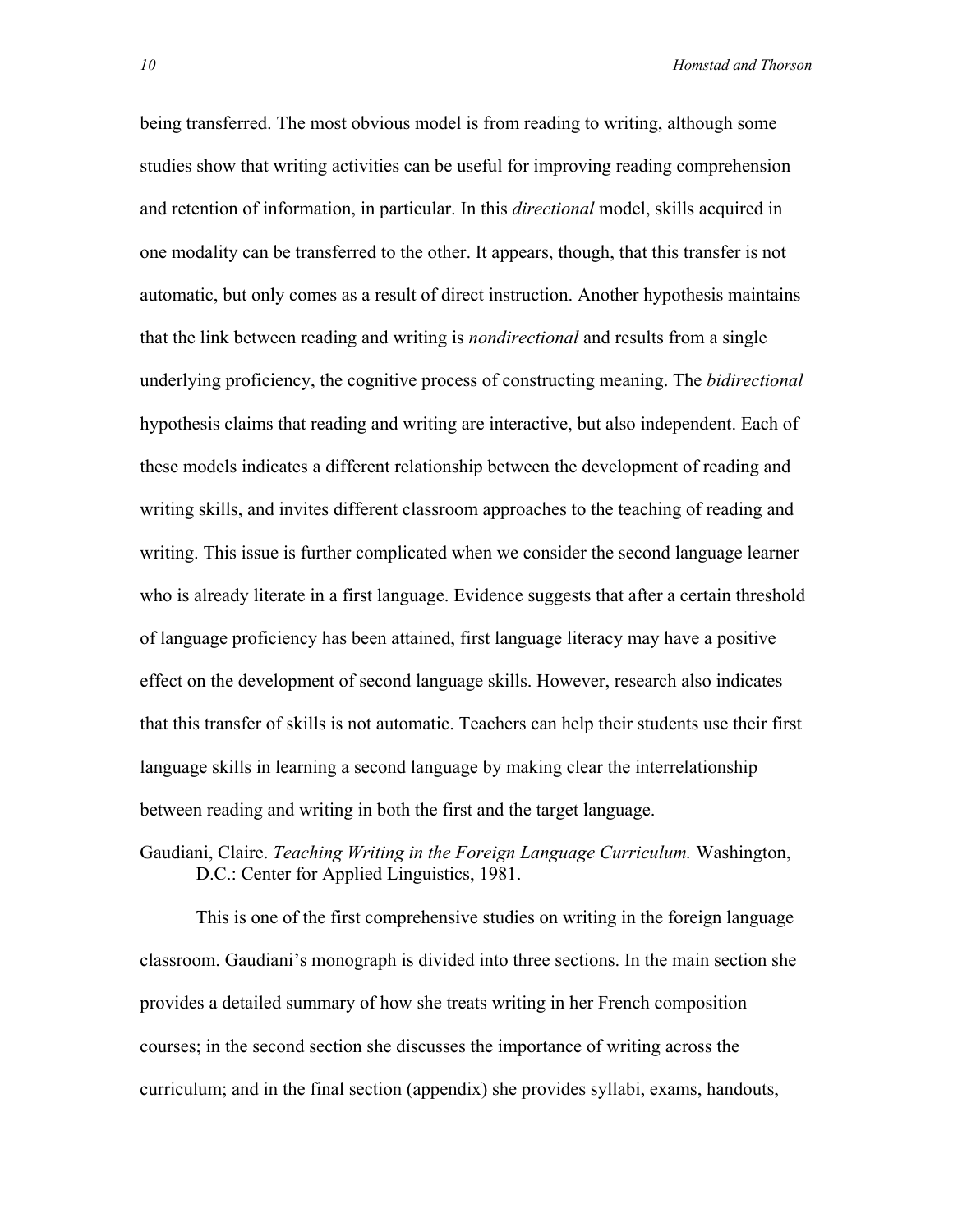being transferred. The most obvious model is from reading to writing, although some studies show that writing activities can be useful for improving reading comprehension and retention of information, in particular. In this *directional* model, skills acquired in one modality can be transferred to the other. It appears, though, that this transfer is not automatic, but only comes as a result of direct instruction. Another hypothesis maintains that the link between reading and writing is *nondirectional* and results from a single underlying proficiency, the cognitive process of constructing meaning. The *bidirectional* hypothesis claims that reading and writing are interactive, but also independent. Each of these models indicates a different relationship between the development of reading and writing skills, and invites different classroom approaches to the teaching of reading and writing. This issue is further complicated when we consider the second language learner who is already literate in a first language. Evidence suggests that after a certain threshold of language proficiency has been attained, first language literacy may have a positive effect on the development of second language skills. However, research also indicates that this transfer of skills is not automatic. Teachers can help their students use their first language skills in learning a second language by making clear the interrelationship between reading and writing in both the first and the target language.

Gaudiani, Claire. *Teaching Writing in the Foreign Language Curriculum.* Washington, D.C.: Center for Applied Linguistics, 1981.

This is one of the first comprehensive studies on writing in the foreign language classroom. Gaudiani's monograph is divided into three sections. In the main section she provides a detailed summary of how she treats writing in her French composition courses; in the second section she discusses the importance of writing across the curriculum; and in the final section (appendix) she provides syllabi, exams, handouts,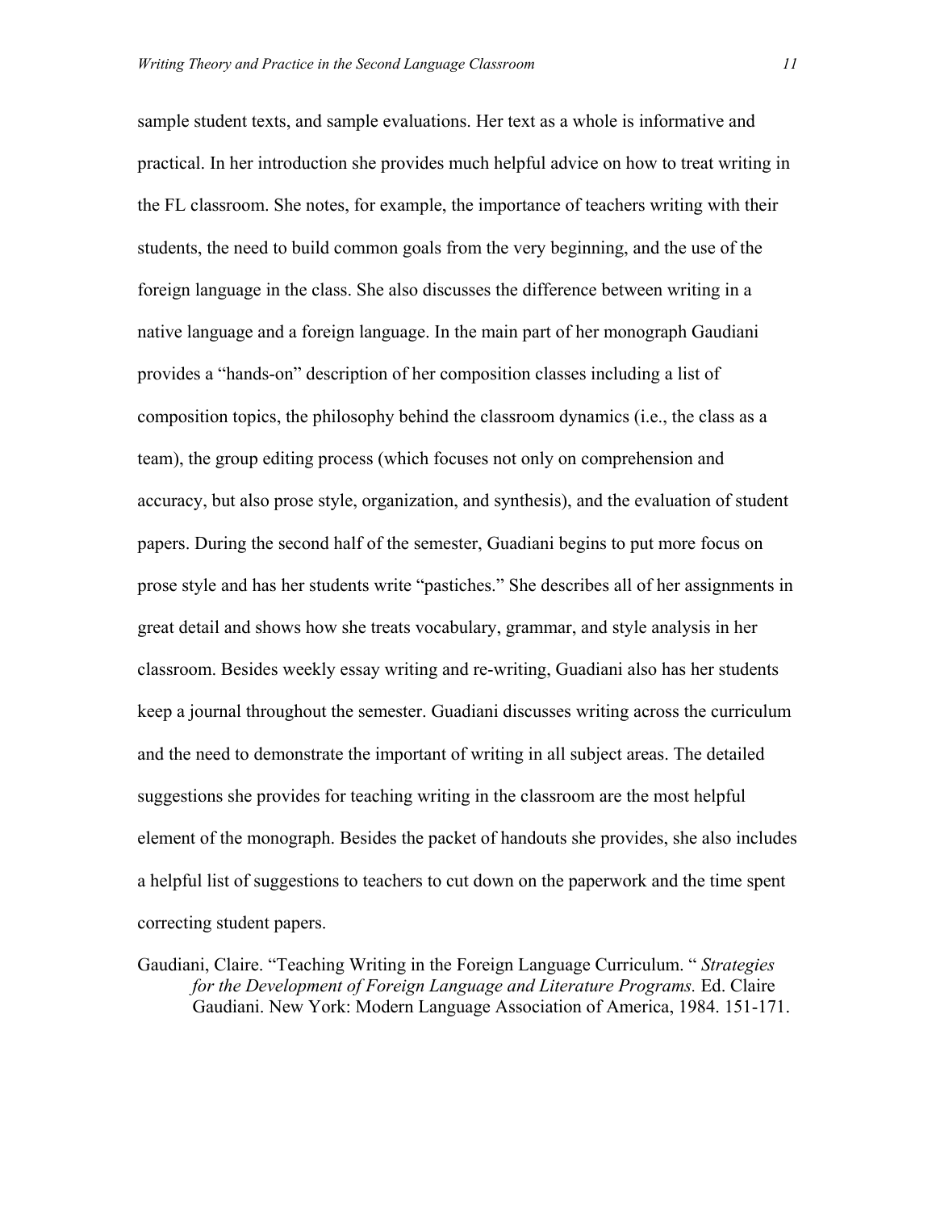sample student texts, and sample evaluations. Her text as a whole is informative and practical. In her introduction she provides much helpful advice on how to treat writing in the FL classroom. She notes, for example, the importance of teachers writing with their students, the need to build common goals from the very beginning, and the use of the foreign language in the class. She also discusses the difference between writing in a native language and a foreign language. In the main part of her monograph Gaudiani provides a "hands-on" description of her composition classes including a list of composition topics, the philosophy behind the classroom dynamics (i.e., the class as a team), the group editing process (which focuses not only on comprehension and accuracy, but also prose style, organization, and synthesis), and the evaluation of student papers. During the second half of the semester, Guadiani begins to put more focus on prose style and has her students write "pastiches." She describes all of her assignments in great detail and shows how she treats vocabulary, grammar, and style analysis in her classroom. Besides weekly essay writing and re-writing, Guadiani also has her students keep a journal throughout the semester. Guadiani discusses writing across the curriculum and the need to demonstrate the important of writing in all subject areas. The detailed suggestions she provides for teaching writing in the classroom are the most helpful element of the monograph. Besides the packet of handouts she provides, she also includes a helpful list of suggestions to teachers to cut down on the paperwork and the time spent correcting student papers.

Gaudiani, Claire. "Teaching Writing in the Foreign Language Curriculum. " *Strategies for the Development of Foreign Language and Literature Programs.* Ed. Claire Gaudiani. New York: Modern Language Association of America, 1984. 151-171.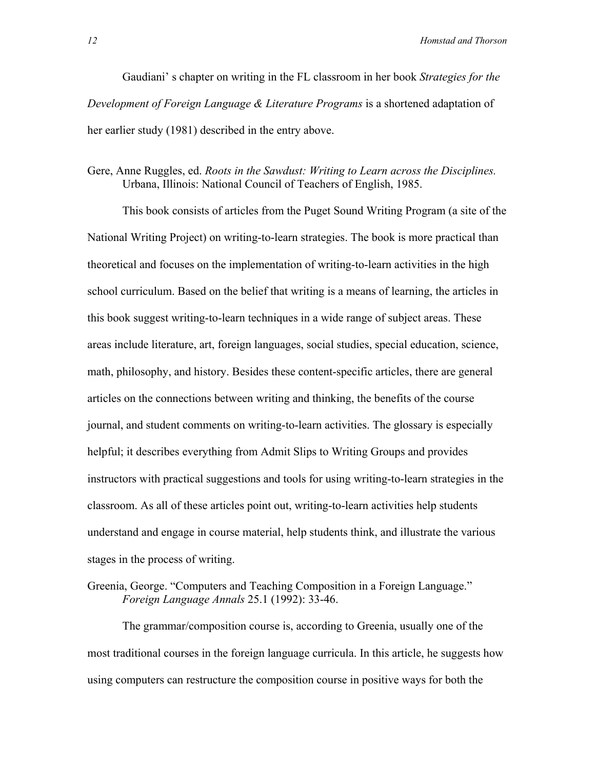Gaudiani' s chapter on writing in the FL classroom in her book *Strategies for the Development of Foreign Language & Literature Programs* is a shortened adaptation of her earlier study (1981) described in the entry above.

Gere, Anne Ruggles, ed. *Roots in the Sawdust: Writing to Learn across the Disciplines.* Urbana, Illinois: National Council of Teachers of English, 1985.

This book consists of articles from the Puget Sound Writing Program (a site of the National Writing Project) on writing-to-learn strategies. The book is more practical than theoretical and focuses on the implementation of writing-to-learn activities in the high school curriculum. Based on the belief that writing is a means of learning, the articles in this book suggest writing-to-learn techniques in a wide range of subject areas. These areas include literature, art, foreign languages, social studies, special education, science, math, philosophy, and history. Besides these content-specific articles, there are general articles on the connections between writing and thinking, the benefits of the course journal, and student comments on writing-to-learn activities. The glossary is especially helpful; it describes everything from Admit Slips to Writing Groups and provides instructors with practical suggestions and tools for using writing-to-learn strategies in the classroom. As all of these articles point out, writing-to-learn activities help students understand and engage in course material, help students think, and illustrate the various stages in the process of writing.

Greenia, George. "Computers and Teaching Composition in a Foreign Language." *Foreign Language Annals* 25.1 (1992): 33-46.

The grammar/composition course is, according to Greenia, usually one of the most traditional courses in the foreign language curricula. In this article, he suggests how using computers can restructure the composition course in positive ways for both the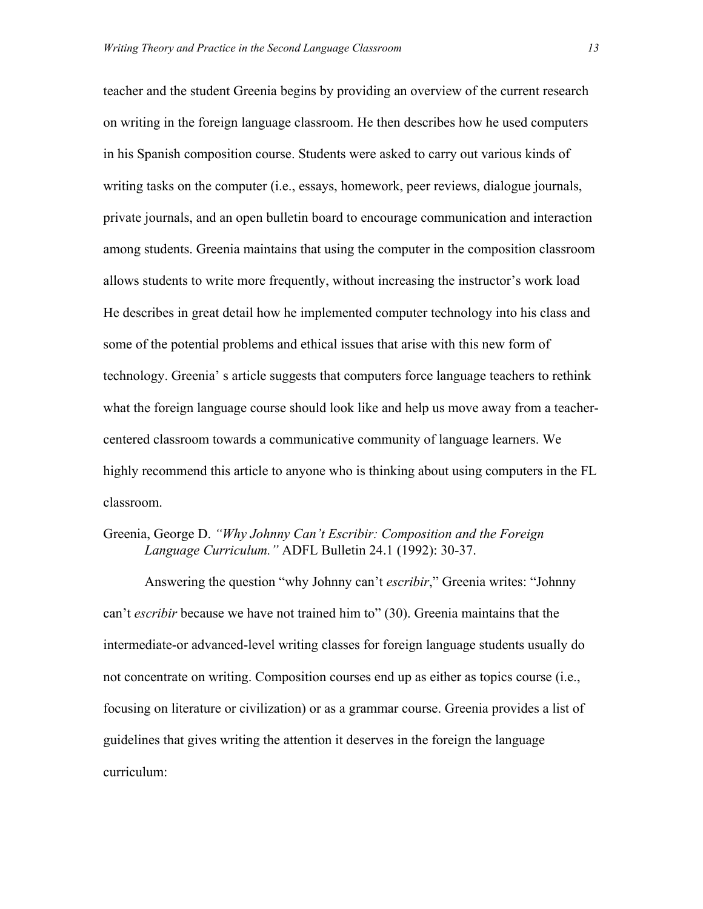teacher and the student Greenia begins by providing an overview of the current research on writing in the foreign language classroom. He then describes how he used computers in his Spanish composition course. Students were asked to carry out various kinds of writing tasks on the computer (i.e., essays, homework, peer reviews, dialogue journals, private journals, and an open bulletin board to encourage communication and interaction among students. Greenia maintains that using the computer in the composition classroom allows students to write more frequently, without increasing the instructor's work load He describes in great detail how he implemented computer technology into his class and some of the potential problems and ethical issues that arise with this new form of technology. Greenia' s article suggests that computers force language teachers to rethink what the foreign language course should look like and help us move away from a teacher-centered classroom towards a communicative community of language learners. We highly recommend this article to anyone who is thinking about using computers in the FL classroom.

Greenia, George D. *"Why Johnny Can't Escribir: Composition and the Foreign Language Curriculum."* ADFL Bulletin 24.1 (1992): 30-37.

Answering the question "why Johnny can't *escribir*," Greenia writes: "Johnny can't *escribir* because we have not trained him to" (30). Greenia maintains that the intermediate-or advanced-level writing classes for foreign language students usually do not concentrate on writing. Composition courses end up as either as topics course (i.e., focusing on literature or civilization) or as a grammar course. Greenia provides a list of guidelines that gives writing the attention it deserves in the foreign the language curriculum: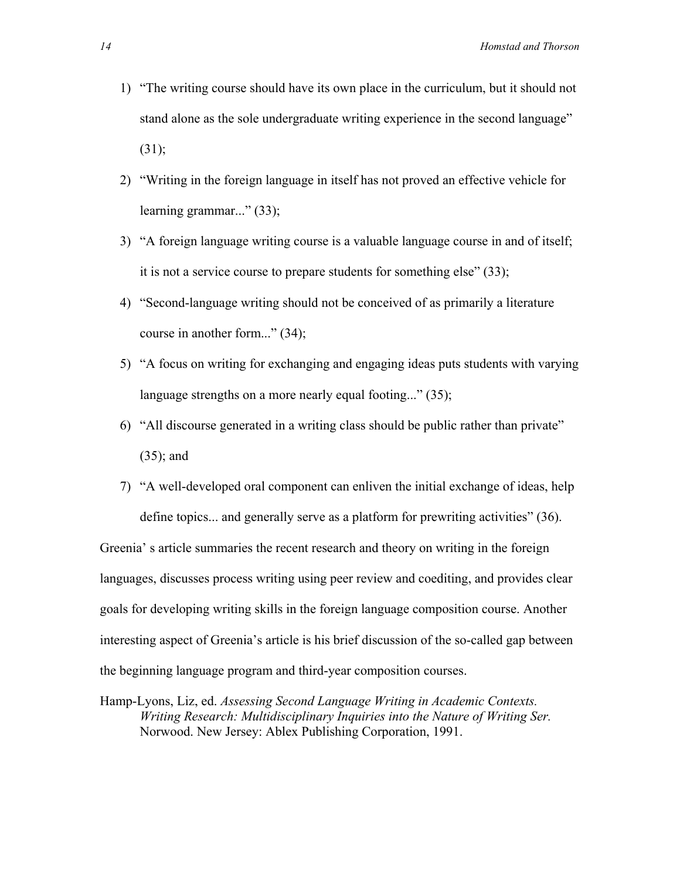1) "The writing course should have its own place in the curriculum, but it should not stand alone as the sole undergraduate writing experience in the second language" (31);
2) "Writing in the foreign language in itself has not proved an effective vehicle for learning grammar..." (33);
3) "A foreign language writing course is a valuable language course in and of itself; it is not a service course to prepare students for something else" (33);
4) "Second-language writing should not be conceived of as primarily a literature course in another form..." (34);
5) "A focus on writing for exchanging and engaging ideas puts students with varying language strengths on a more nearly equal footing..." (35);
6) "All discourse generated in a writing class should be public rather than private" (35); and
7) "A well-developed oral component can enliven the initial exchange of ideas, help define topics... and generally serve as a platform for prewriting activities" (36).

Greenia' s article summaries the recent research and theory on writing in the foreign languages, discusses process writing using peer review and coediting, and provides clear goals for developing writing skills in the foreign language composition course. Another interesting aspect of Greenia's article is his brief discussion of the so-called gap between the beginning language program and third-year composition courses.

Hamp-Lyons, Liz, ed. *Assessing Second Language Writing in Academic Contexts. Writing Research: Multidisciplinary Inquiries into the Nature of Writing Ser.* Norwood. New Jersey: Ablex Publishing Corporation, 1991.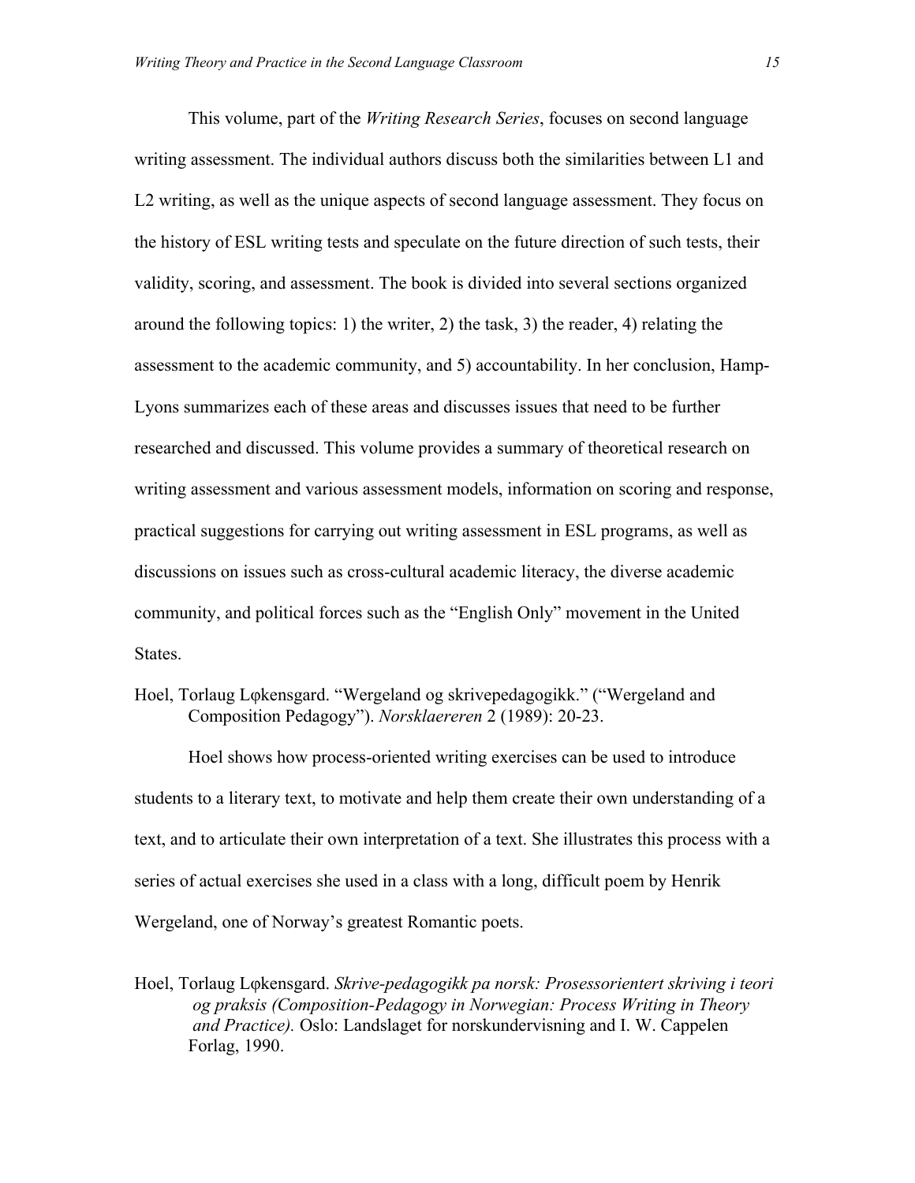This volume, part of the *Writing Research Series*, focuses on second language writing assessment. The individual authors discuss both the similarities between L1 and L2 writing, as well as the unique aspects of second language assessment. They focus on the history of ESL writing tests and speculate on the future direction of such tests, their validity, scoring, and assessment. The book is divided into several sections organized around the following topics: 1) the writer, 2) the task, 3) the reader, 4) relating the assessment to the academic community, and 5) accountability. In her conclusion, Hamp-Lyons summarizes each of these areas and discusses issues that need to be further researched and discussed. This volume provides a summary of theoretical research on writing assessment and various assessment models, information on scoring and response, practical suggestions for carrying out writing assessment in ESL programs, as well as discussions on issues such as cross-cultural academic literacy, the diverse academic community, and political forces such as the "English Only" movement in the United States.

Hoel, Torlaug Lφkensgard. "Wergeland og skrivepedagogikk." ("Wergeland and Composition Pedagogy"). *Norsklaereren* 2 (1989): 20-23.

Hoel shows how process-oriented writing exercises can be used to introduce students to a literary text, to motivate and help them create their own understanding of a text, and to articulate their own interpretation of a text. She illustrates this process with a series of actual exercises she used in a class with a long, difficult poem by Henrik Wergeland, one of Norway's greatest Romantic poets.

Hoel, Torlaug Lφkensgard. *Skrive-pedagogikk pa norsk: Prosessorientert skriving i teori og praksis (Composition-Pedagogy in Norwegian: Process Writing in Theory and Practice).* Oslo: Landslaget for norskundervisning and I. W. Cappelen Forlag, 1990.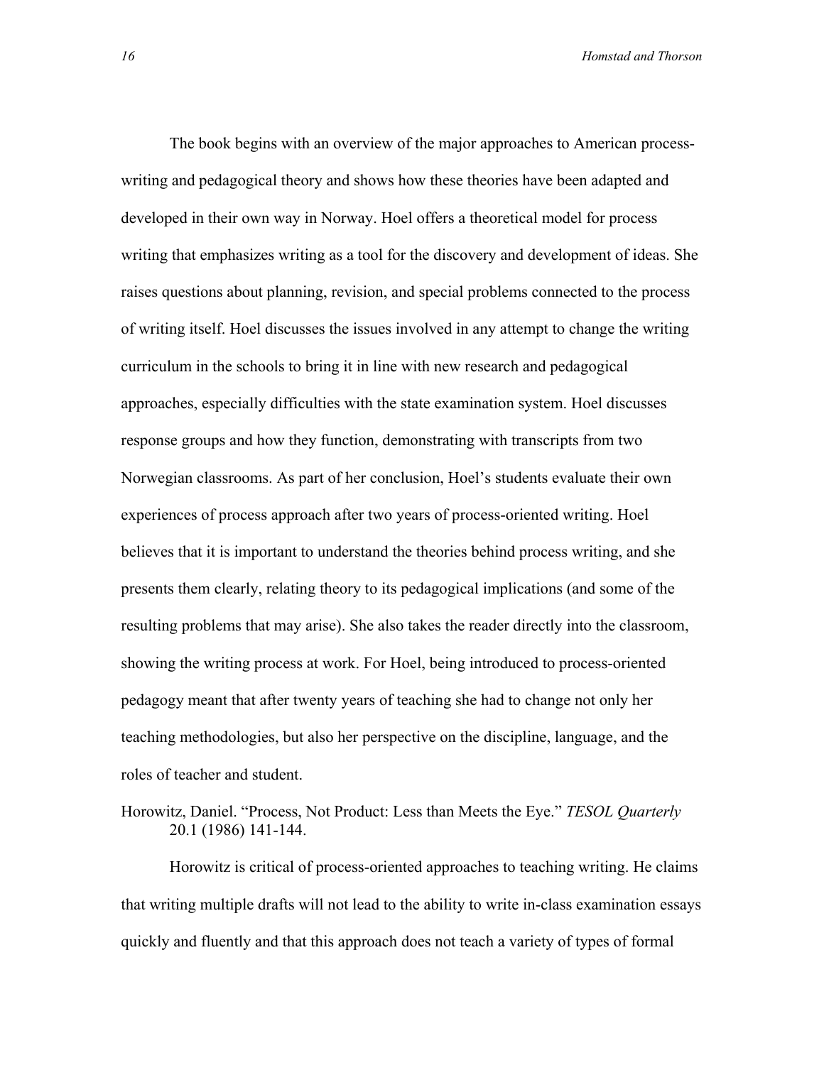The book begins with an overview of the major approaches to American process-writing and pedagogical theory and shows how these theories have been adapted and developed in their own way in Norway. Hoel offers a theoretical model for process writing that emphasizes writing as a tool for the discovery and development of ideas. She raises questions about planning, revision, and special problems connected to the process of writing itself. Hoel discusses the issues involved in any attempt to change the writing curriculum in the schools to bring it in line with new research and pedagogical approaches, especially difficulties with the state examination system. Hoel discusses response groups and how they function, demonstrating with transcripts from two Norwegian classrooms. As part of her conclusion, Hoel's students evaluate their own experiences of process approach after two years of process-oriented writing. Hoel believes that it is important to understand the theories behind process writing, and she presents them clearly, relating theory to its pedagogical implications (and some of the resulting problems that may arise). She also takes the reader directly into the classroom, showing the writing process at work. For Hoel, being introduced to process-oriented pedagogy meant that after twenty years of teaching she had to change not only her teaching methodologies, but also her perspective on the discipline, language, and the roles of teacher and student.

Horowitz, Daniel. "Process, Not Product: Less than Meets the Eye." *TESOL Quarterly* 20.1 (1986) 141-144.

Horowitz is critical of process-oriented approaches to teaching writing. He claims that writing multiple drafts will not lead to the ability to write in-class examination essays quickly and fluently and that this approach does not teach a variety of types of formal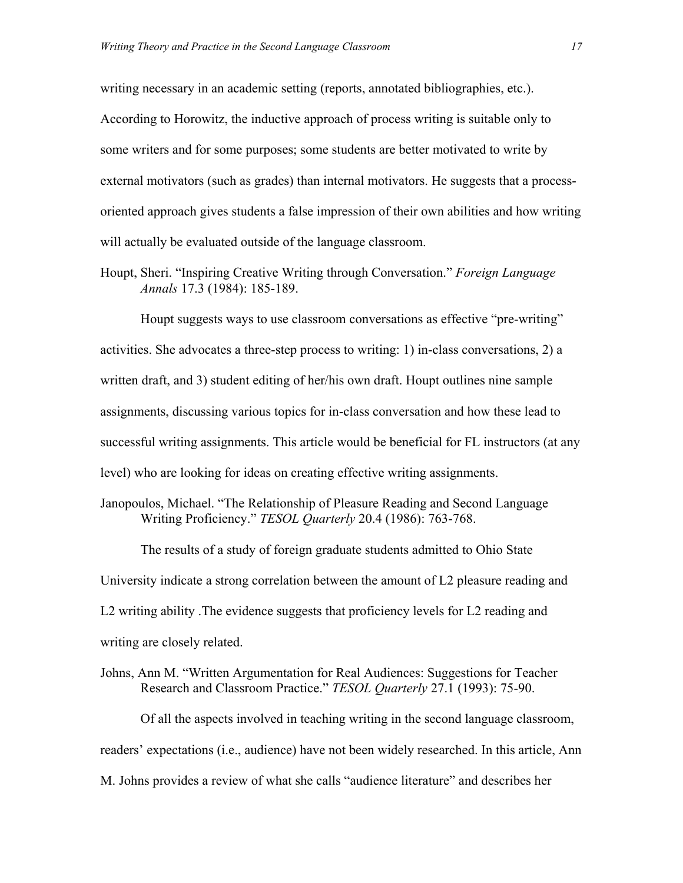writing necessary in an academic setting (reports, annotated bibliographies, etc.). According to Horowitz, the inductive approach of process writing is suitable only to some writers and for some purposes; some students are better motivated to write by external motivators (such as grades) than internal motivators. He suggests that a process-oriented approach gives students a false impression of their own abilities and how writing will actually be evaluated outside of the language classroom.

Houpt, Sheri. "Inspiring Creative Writing through Conversation." *Foreign Language Annals* 17.3 (1984): 185-189.

Houpt suggests ways to use classroom conversations as effective "pre-writing" activities. She advocates a three-step process to writing: 1) in-class conversations, 2) a written draft, and 3) student editing of her/his own draft. Houpt outlines nine sample assignments, discussing various topics for in-class conversation and how these lead to successful writing assignments. This article would be beneficial for FL instructors (at any level) who are looking for ideas on creating effective writing assignments.

Janopoulos, Michael. "The Relationship of Pleasure Reading and Second Language Writing Proficiency." *TESOL Quarterly* 20.4 (1986): 763-768.

The results of a study of foreign graduate students admitted to Ohio State University indicate a strong correlation between the amount of L2 pleasure reading and L2 writing ability .The evidence suggests that proficiency levels for L2 reading and writing are closely related.

Johns, Ann M. "Written Argumentation for Real Audiences: Suggestions for Teacher Research and Classroom Practice." *TESOL Quarterly* 27.1 (1993): 75-90.

Of all the aspects involved in teaching writing in the second language classroom, readers' expectations (i.e., audience) have not been widely researched. In this article, Ann M. Johns provides a review of what she calls "audience literature" and describes her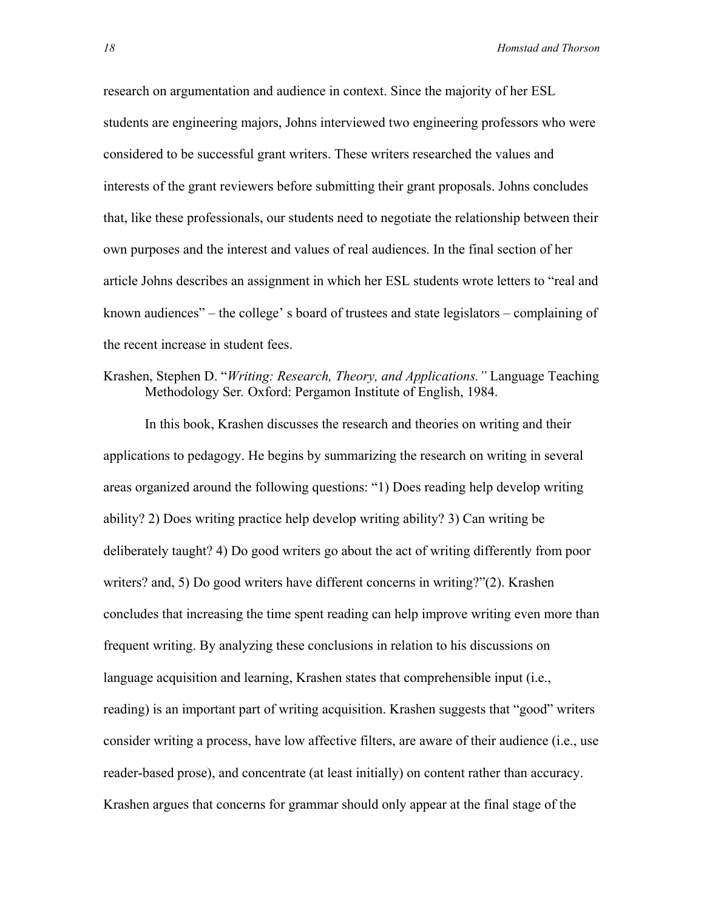research on argumentation and audience in context. Since the majority of her ESL students are engineering majors, Johns interviewed two engineering professors who were considered to be successful grant writers. These writers researched the values and interests of the grant reviewers before submitting their grant proposals. Johns concludes that, like these professionals, our students need to negotiate the relationship between their own purposes and the interest and values of real audiences. In the final section of her article Johns describes an assignment in which her ESL students wrote letters to "real and known audiences" – the college' s board of trustees and state legislators – complaining of the recent increase in student fees.

Krashen, Stephen D. "*Writing: Research, Theory, and Applications."* Language Teaching Methodology Ser*.* Oxford: Pergamon Institute of English, 1984.

In this book, Krashen discusses the research and theories on writing and their applications to pedagogy. He begins by summarizing the research on writing in several areas organized around the following questions: "1) Does reading help develop writing ability? 2) Does writing practice help develop writing ability? 3) Can writing be deliberately taught? 4) Do good writers go about the act of writing differently from poor writers? and, 5) Do good writers have different concerns in writing?"(2). Krashen concludes that increasing the time spent reading can help improve writing even more than frequent writing. By analyzing these conclusions in relation to his discussions on language acquisition and learning, Krashen states that comprehensible input (i.e., reading) is an important part of writing acquisition. Krashen suggests that "good" writers consider writing a process, have low affective filters, are aware of their audience (i.e., use reader-based prose), and concentrate (at least initially) on content rather than accuracy. Krashen argues that concerns for grammar should only appear at the final stage of the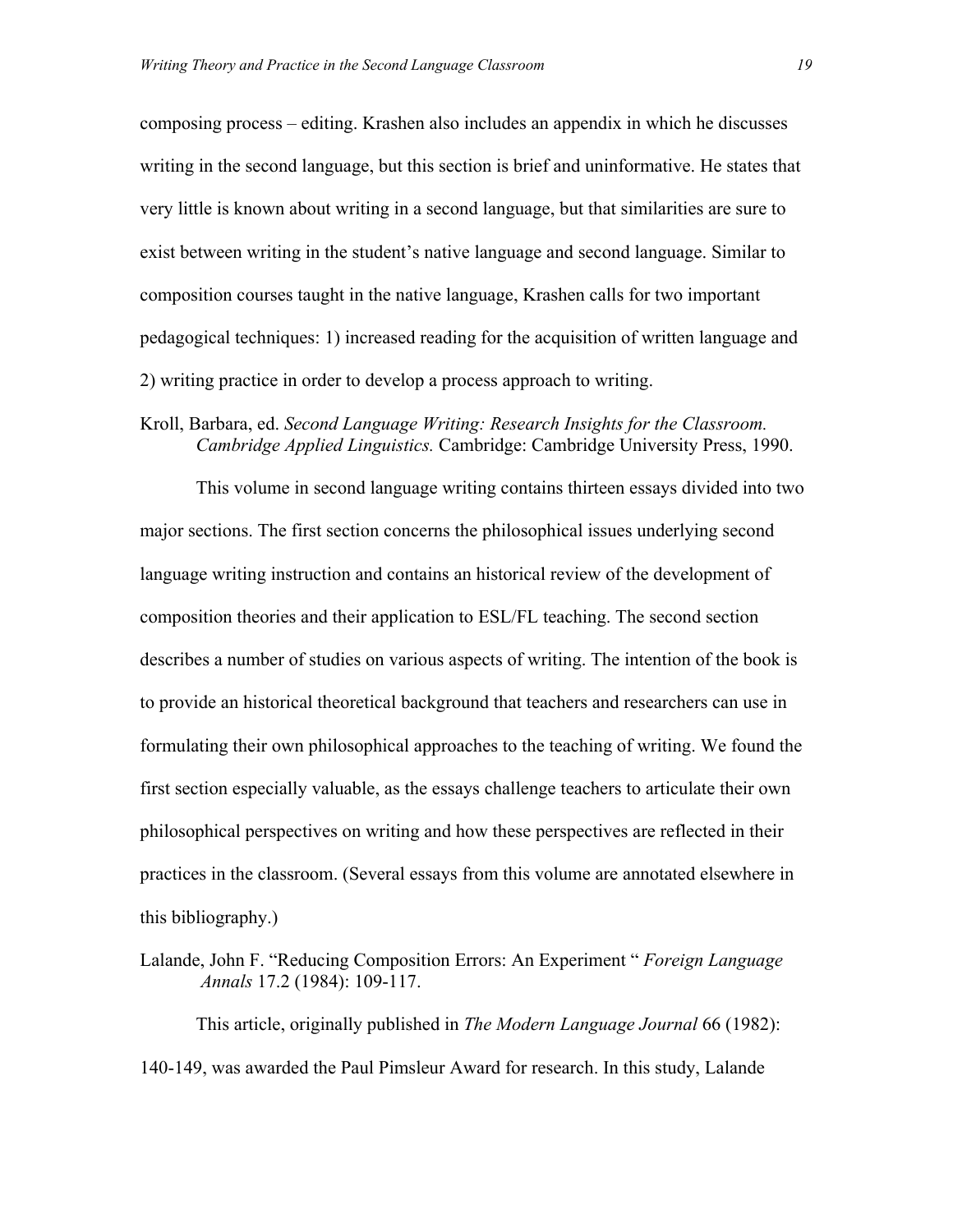composing process – editing. Krashen also includes an appendix in which he discusses writing in the second language, but this section is brief and uninformative. He states that very little is known about writing in a second language, but that similarities are sure to exist between writing in the student's native language and second language. Similar to composition courses taught in the native language, Krashen calls for two important pedagogical techniques: 1) increased reading for the acquisition of written language and 2) writing practice in order to develop a process approach to writing.

Kroll, Barbara, ed. *Second Language Writing: Research Insights for the Classroom. Cambridge Applied Linguistics.* Cambridge: Cambridge University Press, 1990.

This volume in second language writing contains thirteen essays divided into two major sections. The first section concerns the philosophical issues underlying second language writing instruction and contains an historical review of the development of composition theories and their application to ESL/FL teaching. The second section describes a number of studies on various aspects of writing. The intention of the book is to provide an historical theoretical background that teachers and researchers can use in formulating their own philosophical approaches to the teaching of writing. We found the first section especially valuable, as the essays challenge teachers to articulate their own philosophical perspectives on writing and how these perspectives are reflected in their practices in the classroom. (Several essays from this volume are annotated elsewhere in this bibliography.)

Lalande, John F. "Reducing Composition Errors: An Experiment " *Foreign Language Annals* 17.2 (1984): 109-117.

This article, originally published in *The Modern Language Journal* 66 (1982): 140-149, was awarded the Paul Pimsleur Award for research. In this study, Lalande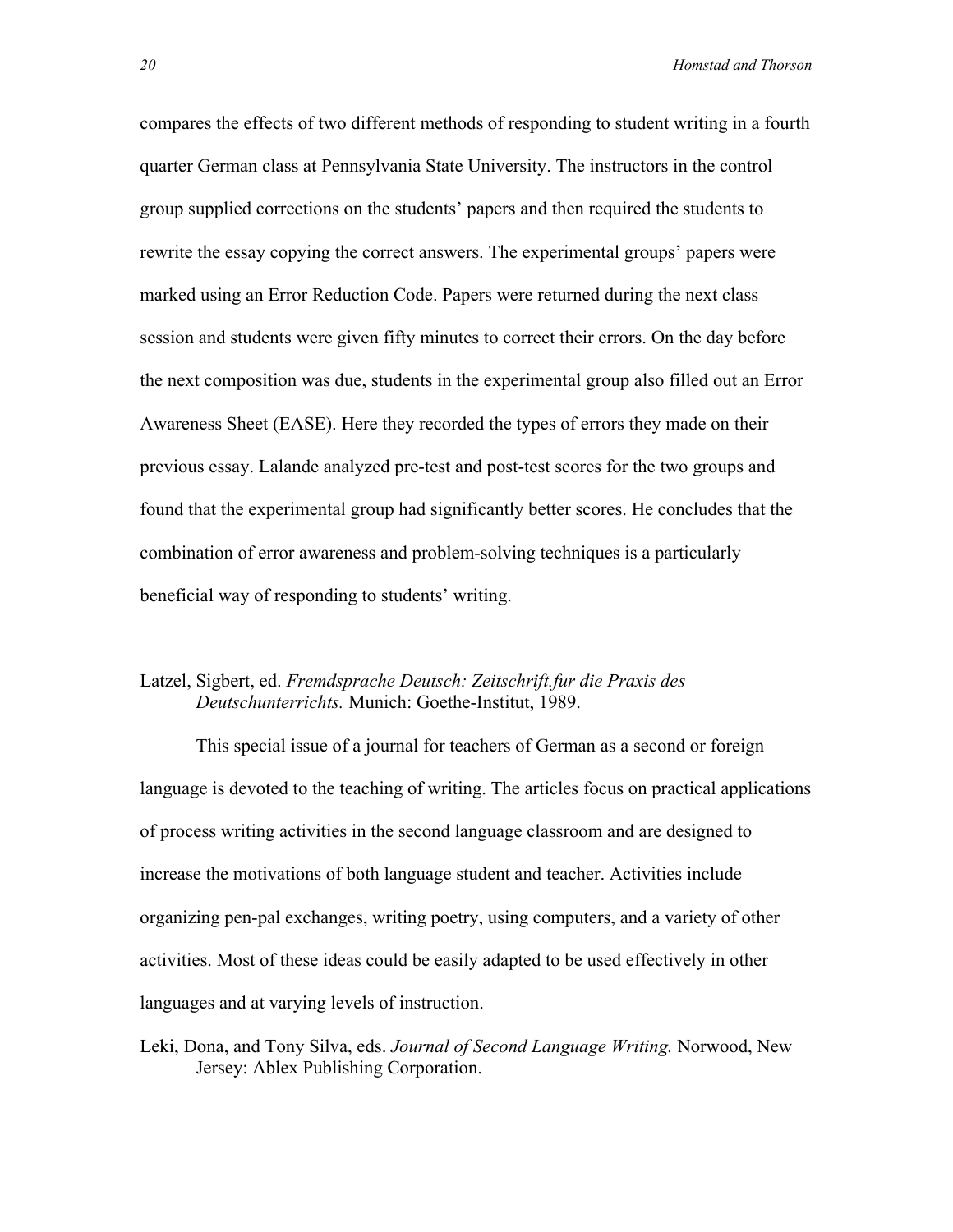compares the effects of two different methods of responding to student writing in a fourth quarter German class at Pennsylvania State University. The instructors in the control group supplied corrections on the students' papers and then required the students to rewrite the essay copying the correct answers. The experimental groups' papers were marked using an Error Reduction Code. Papers were returned during the next class session and students were given fifty minutes to correct their errors. On the day before the next composition was due, students in the experimental group also filled out an Error Awareness Sheet (EASE). Here they recorded the types of errors they made on their previous essay. Lalande analyzed pre-test and post-test scores for the two groups and found that the experimental group had significantly better scores. He concludes that the combination of error awareness and problem-solving techniques is a particularly beneficial way of responding to students' writing.

Latzel, Sigbert, ed. *Fremdsprache Deutsch: Zeitschrift.fur die Praxis des Deutschunterrichts.* Munich: Goethe-Institut, 1989.

This special issue of a journal for teachers of German as a second or foreign language is devoted to the teaching of writing. The articles focus on practical applications of process writing activities in the second language classroom and are designed to increase the motivations of both language student and teacher. Activities include organizing pen-pal exchanges, writing poetry, using computers, and a variety of other activities. Most of these ideas could be easily adapted to be used effectively in other languages and at varying levels of instruction.

Leki, Dona, and Tony Silva, eds. *Journal of Second Language Writing.* Norwood, New Jersey: Ablex Publishing Corporation.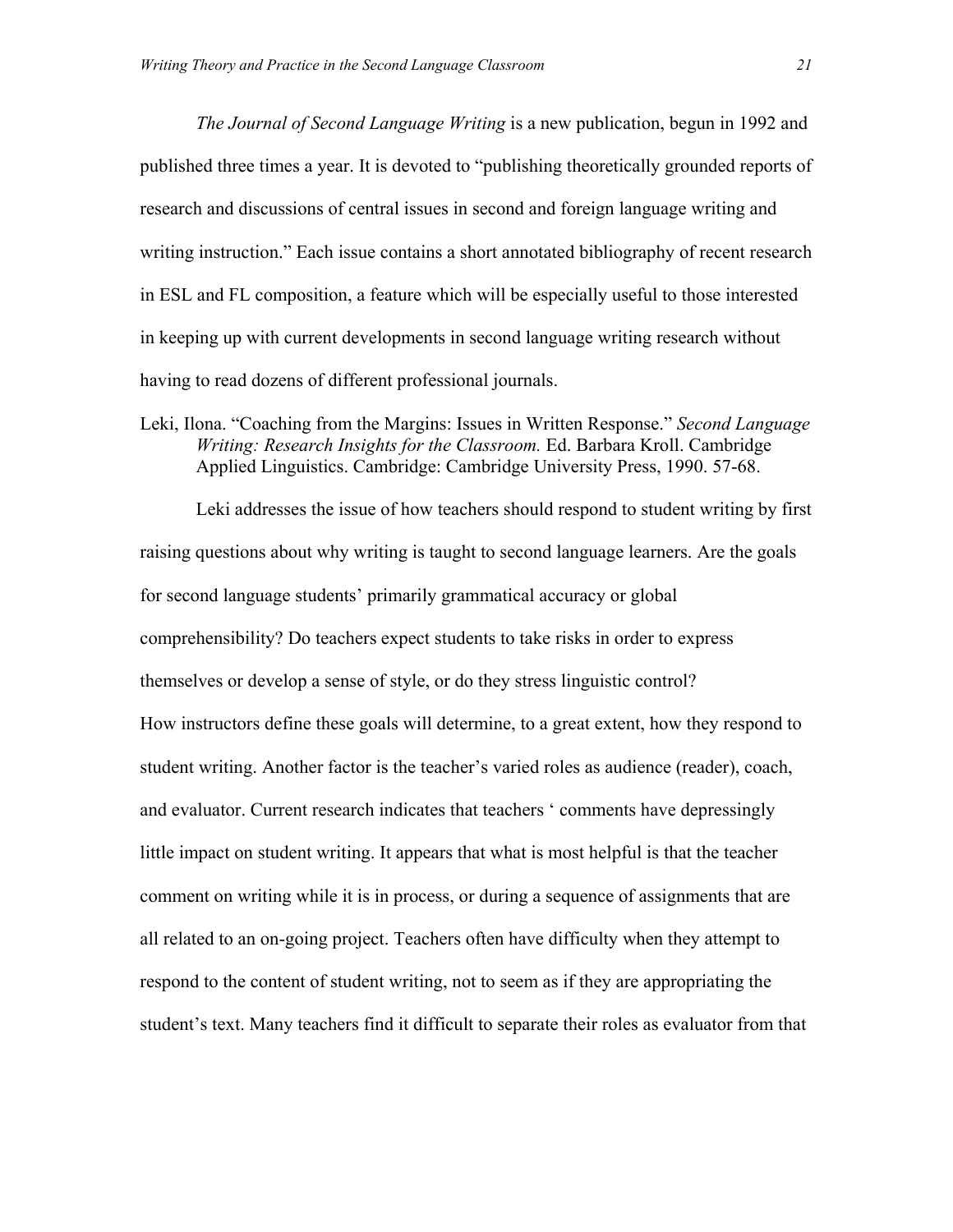*The Journal of Second Language Writing* is a new publication, begun in 1992 and published three times a year. It is devoted to "publishing theoretically grounded reports of research and discussions of central issues in second and foreign language writing and writing instruction." Each issue contains a short annotated bibliography of recent research in ESL and FL composition, a feature which will be especially useful to those interested in keeping up with current developments in second language writing research without having to read dozens of different professional journals.

Leki, Ilona. "Coaching from the Margins: Issues in Written Response." *Second Language Writing: Research Insights for the Classroom.* Ed. Barbara Kroll. Cambridge Applied Linguistics. Cambridge: Cambridge University Press, 1990. 57-68.

Leki addresses the issue of how teachers should respond to student writing by first raising questions about why writing is taught to second language learners. Are the goals for second language students' primarily grammatical accuracy or global comprehensibility? Do teachers expect students to take risks in order to express themselves or develop a sense of style, or do they stress linguistic control?
How instructors define these goals will determine, to a great extent, how they respond to student writing. Another factor is the teacher's varied roles as audience (reader), coach, and evaluator. Current research indicates that teachers ' comments have depressingly little impact on student writing. It appears that what is most helpful is that the teacher comment on writing while it is in process, or during a sequence of assignments that are all related to an on-going project. Teachers often have difficulty when they attempt to respond to the content of student writing, not to seem as if they are appropriating the student's text. Many teachers find it difficult to separate their roles as evaluator from that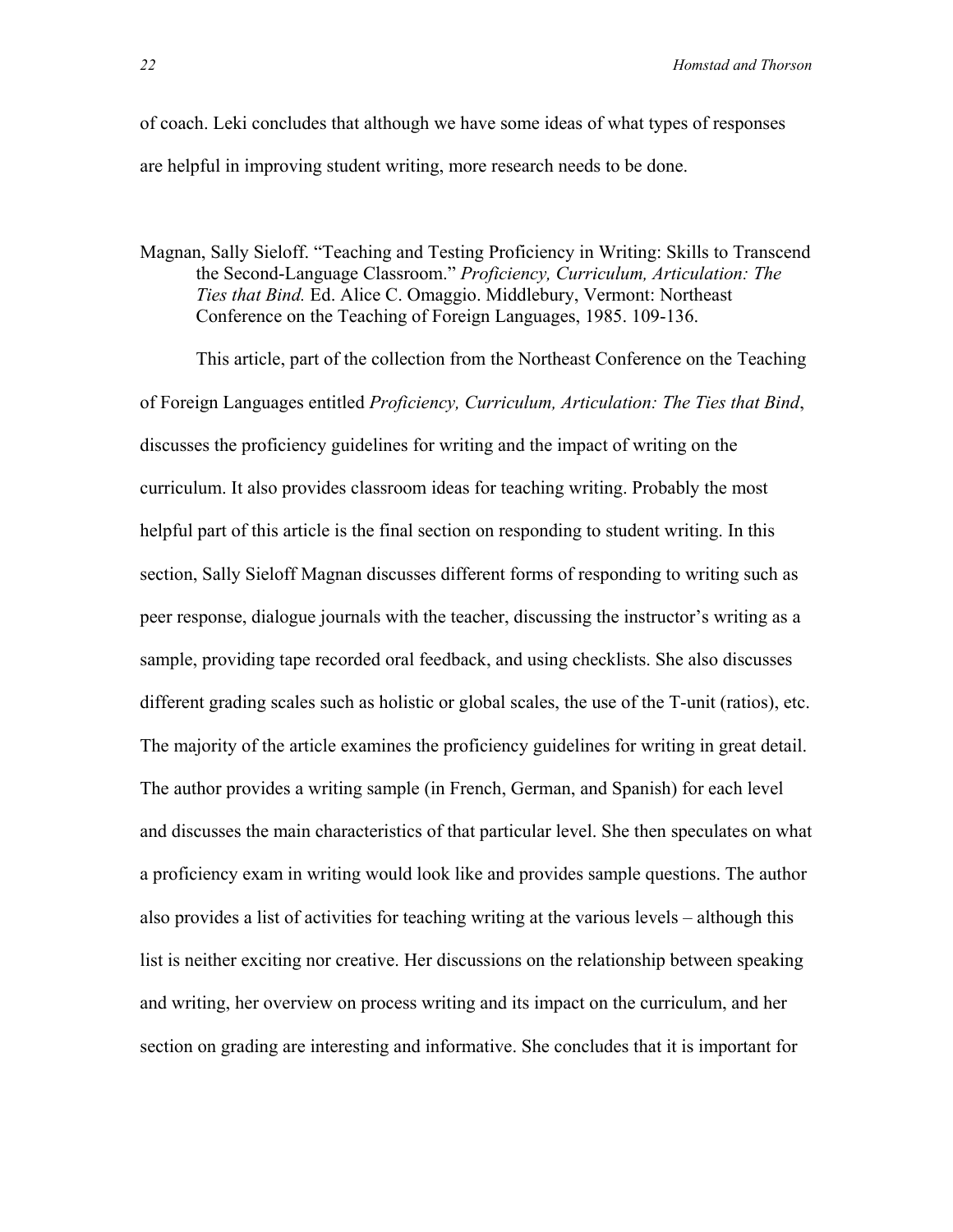of coach. Leki concludes that although we have some ideas of what types of responses are helpful in improving student writing, more research needs to be done.

Magnan, Sally Sieloff. "Teaching and Testing Proficiency in Writing: Skills to Transcend the Second-Language Classroom." *Proficiency, Curriculum, Articulation: The Ties that Bind.* Ed. Alice C. Omaggio. Middlebury, Vermont: Northeast Conference on the Teaching of Foreign Languages, 1985. 109-136.

This article, part of the collection from the Northeast Conference on the Teaching of Foreign Languages entitled *Proficiency, Curriculum, Articulation: The Ties that Bind*, discusses the proficiency guidelines for writing and the impact of writing on the curriculum. It also provides classroom ideas for teaching writing. Probably the most helpful part of this article is the final section on responding to student writing. In this section, Sally Sieloff Magnan discusses different forms of responding to writing such as peer response, dialogue journals with the teacher, discussing the instructor's writing as a sample, providing tape recorded oral feedback, and using checklists. She also discusses different grading scales such as holistic or global scales, the use of the T-unit (ratios), etc. The majority of the article examines the proficiency guidelines for writing in great detail. The author provides a writing sample (in French, German, and Spanish) for each level and discusses the main characteristics of that particular level. She then speculates on what a proficiency exam in writing would look like and provides sample questions. The author also provides a list of activities for teaching writing at the various levels – although this list is neither exciting nor creative. Her discussions on the relationship between speaking and writing, her overview on process writing and its impact on the curriculum, and her section on grading are interesting and informative. She concludes that it is important for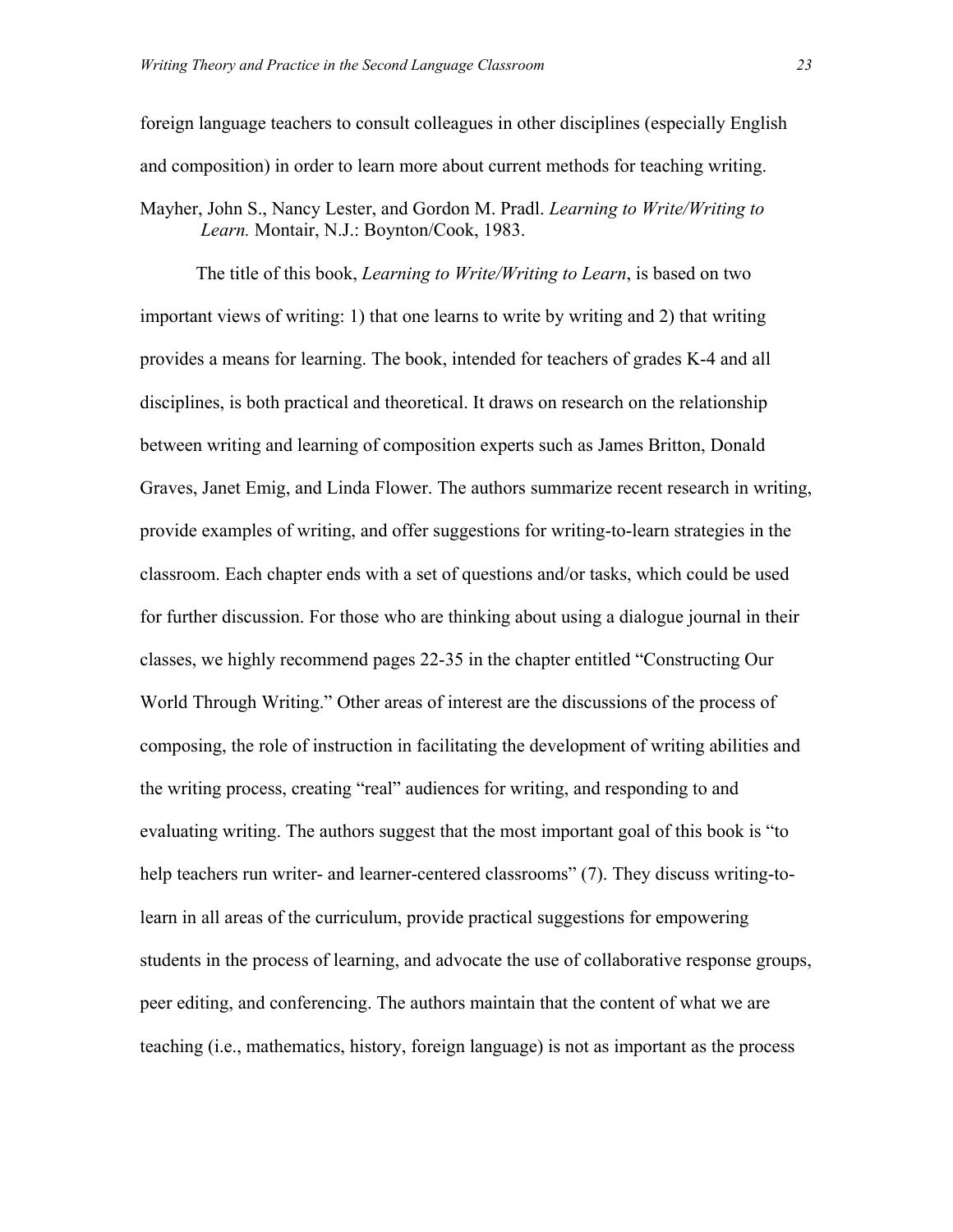foreign language teachers to consult colleagues in other disciplines (especially English and composition) in order to learn more about current methods for teaching writing.

Mayher, John S., Nancy Lester, and Gordon M. Pradl. *Learning to Write/Writing to Learn.* Montair, N.J.: Boynton/Cook, 1983.

The title of this book, *Learning to Write/Writing to Learn*, is based on two important views of writing: 1) that one learns to write by writing and 2) that writing provides a means for learning. The book, intended for teachers of grades K-4 and all disciplines, is both practical and theoretical. It draws on research on the relationship between writing and learning of composition experts such as James Britton, Donald Graves, Janet Emig, and Linda Flower. The authors summarize recent research in writing, provide examples of writing, and offer suggestions for writing-to-learn strategies in the classroom. Each chapter ends with a set of questions and/or tasks, which could be used for further discussion. For those who are thinking about using a dialogue journal in their classes, we highly recommend pages 22-35 in the chapter entitled "Constructing Our World Through Writing." Other areas of interest are the discussions of the process of composing, the role of instruction in facilitating the development of writing abilities and the writing process, creating "real" audiences for writing, and responding to and evaluating writing. The authors suggest that the most important goal of this book is "to help teachers run writer- and learner-centered classrooms" (7). They discuss writing-to-learn in all areas of the curriculum, provide practical suggestions for empowering students in the process of learning, and advocate the use of collaborative response groups, peer editing, and conferencing. The authors maintain that the content of what we are teaching (i.e., mathematics, history, foreign language) is not as important as the process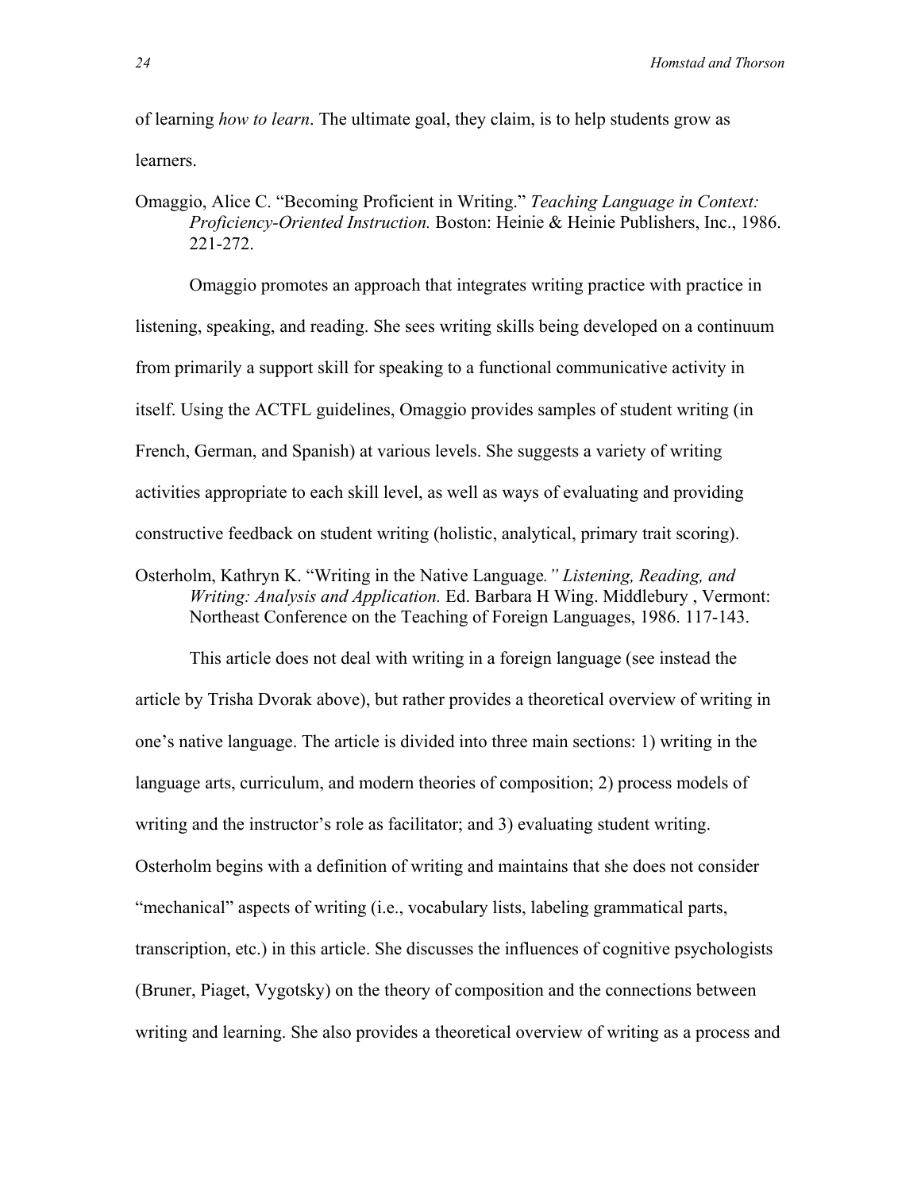of learning *how to learn*. The ultimate goal, they claim, is to help students grow as learners.

Omaggio, Alice C. "Becoming Proficient in Writing." *Teaching Language in Context: Proficiency-Oriented Instruction.* Boston: Heinie & Heinie Publishers, Inc., 1986. 221-272.

Omaggio promotes an approach that integrates writing practice with practice in listening, speaking, and reading. She sees writing skills being developed on a continuum from primarily a support skill for speaking to a functional communicative activity in itself. Using the ACTFL guidelines, Omaggio provides samples of student writing (in French, German, and Spanish) at various levels. She suggests a variety of writing activities appropriate to each skill level, as well as ways of evaluating and providing constructive feedback on student writing (holistic, analytical, primary trait scoring).

Osterholm, Kathryn K. "Writing in the Native Language*." Listening, Reading, and Writing: Analysis and Application.* Ed. Barbara H Wing. Middlebury , Vermont: Northeast Conference on the Teaching of Foreign Languages, 1986. 117-143.

This article does not deal with writing in a foreign language (see instead the article by Trisha Dvorak above), but rather provides a theoretical overview of writing in one's native language. The article is divided into three main sections: 1) writing in the language arts, curriculum, and modern theories of composition; 2) process models of writing and the instructor's role as facilitator; and 3) evaluating student writing. Osterholm begins with a definition of writing and maintains that she does not consider "mechanical" aspects of writing (i.e., vocabulary lists, labeling grammatical parts, transcription, etc.) in this article. She discusses the influences of cognitive psychologists (Bruner, Piaget, Vygotsky) on the theory of composition and the connections between writing and learning. She also provides a theoretical overview of writing as a process and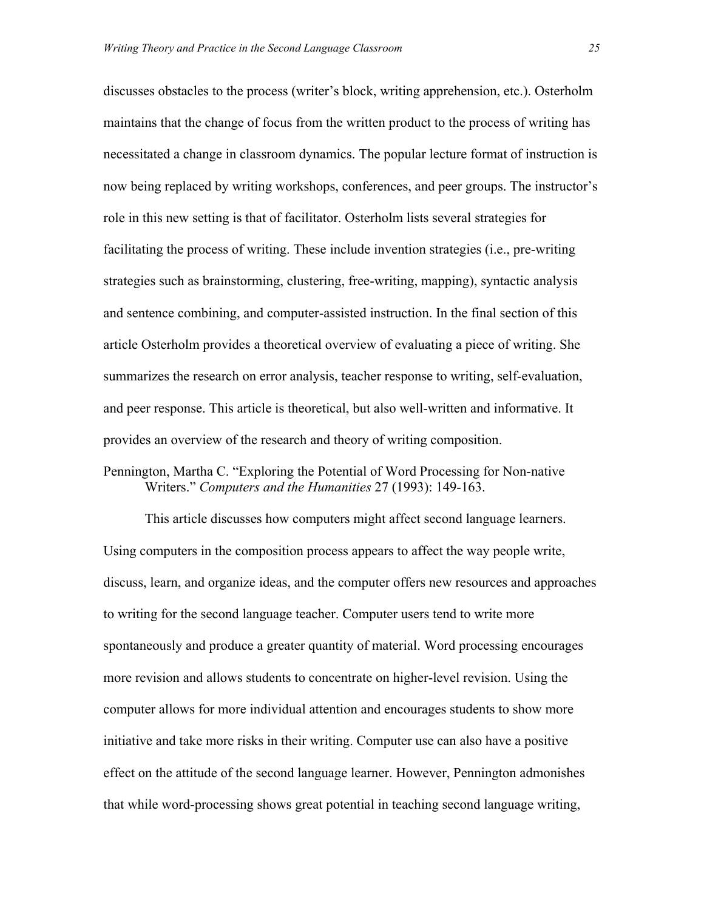discusses obstacles to the process (writer's block, writing apprehension, etc.). Osterholm maintains that the change of focus from the written product to the process of writing has necessitated a change in classroom dynamics. The popular lecture format of instruction is now being replaced by writing workshops, conferences, and peer groups. The instructor's role in this new setting is that of facilitator. Osterholm lists several strategies for facilitating the process of writing. These include invention strategies (i.e., pre-writing strategies such as brainstorming, clustering, free-writing, mapping), syntactic analysis and sentence combining, and computer-assisted instruction. In the final section of this article Osterholm provides a theoretical overview of evaluating a piece of writing. She summarizes the research on error analysis, teacher response to writing, self-evaluation, and peer response. This article is theoretical, but also well-written and informative. It provides an overview of the research and theory of writing composition.

Pennington, Martha C. "Exploring the Potential of Word Processing for Non-native Writers." *Computers and the Humanities* 27 (1993): 149-163.

This article discusses how computers might affect second language learners. Using computers in the composition process appears to affect the way people write, discuss, learn, and organize ideas, and the computer offers new resources and approaches to writing for the second language teacher. Computer users tend to write more spontaneously and produce a greater quantity of material. Word processing encourages more revision and allows students to concentrate on higher-level revision. Using the computer allows for more individual attention and encourages students to show more initiative and take more risks in their writing. Computer use can also have a positive effect on the attitude of the second language learner. However, Pennington admonishes that while word-processing shows great potential in teaching second language writing,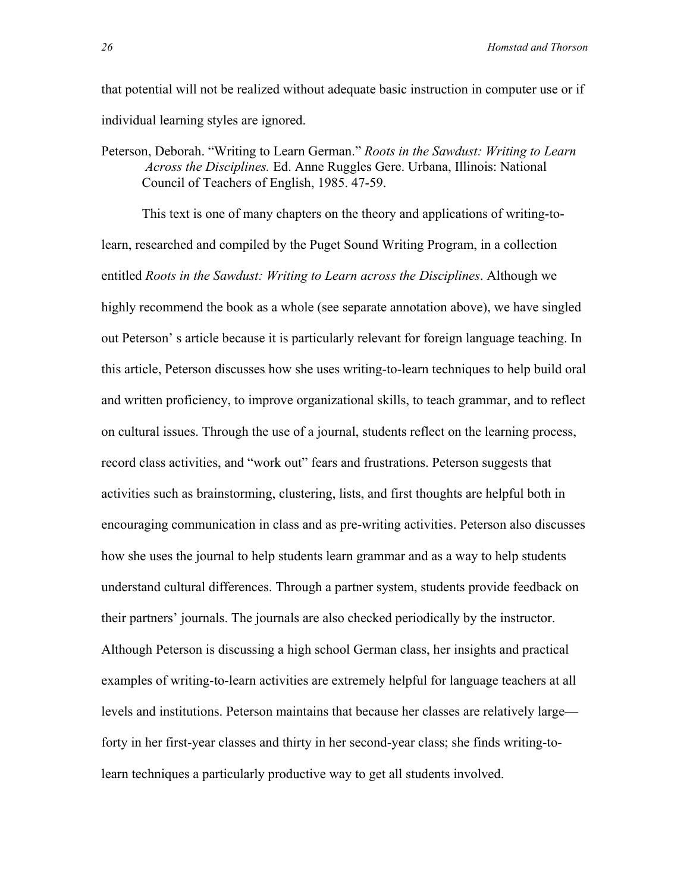that potential will not be realized without adequate basic instruction in computer use or if individual learning styles are ignored.

Peterson, Deborah. "Writing to Learn German." *Roots in the Sawdust: Writing to Learn Across the Disciplines.* Ed. Anne Ruggles Gere. Urbana, Illinois: National Council of Teachers of English, 1985. 47-59.

This text is one of many chapters on the theory and applications of writing-to-learn, researched and compiled by the Puget Sound Writing Program, in a collection entitled *Roots in the Sawdust: Writing to Learn across the Disciplines*. Although we highly recommend the book as a whole (see separate annotation above), we have singled out Peterson' s article because it is particularly relevant for foreign language teaching. In this article, Peterson discusses how she uses writing-to-learn techniques to help build oral and written proficiency, to improve organizational skills, to teach grammar, and to reflect on cultural issues. Through the use of a journal, students reflect on the learning process, record class activities, and "work out" fears and frustrations. Peterson suggests that activities such as brainstorming, clustering, lists, and first thoughts are helpful both in encouraging communication in class and as pre-writing activities. Peterson also discusses how she uses the journal to help students learn grammar and as a way to help students understand cultural differences. Through a partner system, students provide feedback on their partners' journals. The journals are also checked periodically by the instructor. Although Peterson is discussing a high school German class, her insights and practical examples of writing-to-learn activities are extremely helpful for language teachers at all levels and institutions. Peterson maintains that because her classes are relatively large—forty in her first-year classes and thirty in her second-year class; she finds writing-to-learn techniques a particularly productive way to get all students involved.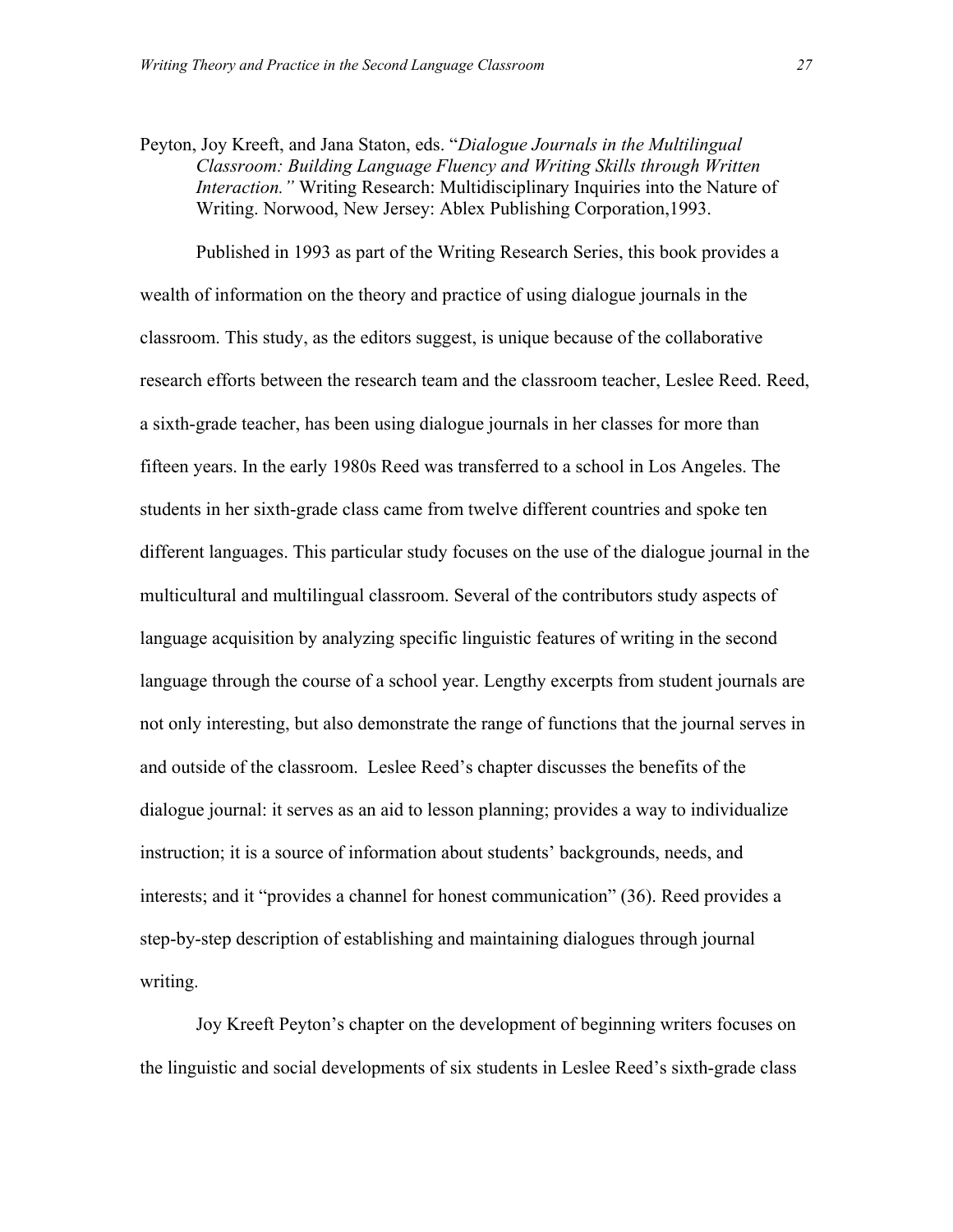Peyton, Joy Kreeft, and Jana Staton, eds. "*Dialogue Journals in the Multilingual Classroom: Building Language Fluency and Writing Skills through Written Interaction."* Writing Research: Multidisciplinary Inquiries into the Nature of Writing. Norwood, New Jersey: Ablex Publishing Corporation,1993.

Published in 1993 as part of the Writing Research Series, this book provides a wealth of information on the theory and practice of using dialogue journals in the classroom. This study, as the editors suggest, is unique because of the collaborative research efforts between the research team and the classroom teacher, Leslee Reed. Reed, a sixth-grade teacher, has been using dialogue journals in her classes for more than fifteen years. In the early 1980s Reed was transferred to a school in Los Angeles. The students in her sixth-grade class came from twelve different countries and spoke ten different languages. This particular study focuses on the use of the dialogue journal in the multicultural and multilingual classroom. Several of the contributors study aspects of language acquisition by analyzing specific linguistic features of writing in the second language through the course of a school year. Lengthy excerpts from student journals are not only interesting, but also demonstrate the range of functions that the journal serves in and outside of the classroom. Leslee Reed's chapter discusses the benefits of the dialogue journal: it serves as an aid to lesson planning; provides a way to individualize instruction; it is a source of information about students' backgrounds, needs, and interests; and it "provides a channel for honest communication" (36). Reed provides a step-by-step description of establishing and maintaining dialogues through journal writing.

Joy Kreeft Peyton's chapter on the development of beginning writers focuses on the linguistic and social developments of six students in Leslee Reed's sixth-grade class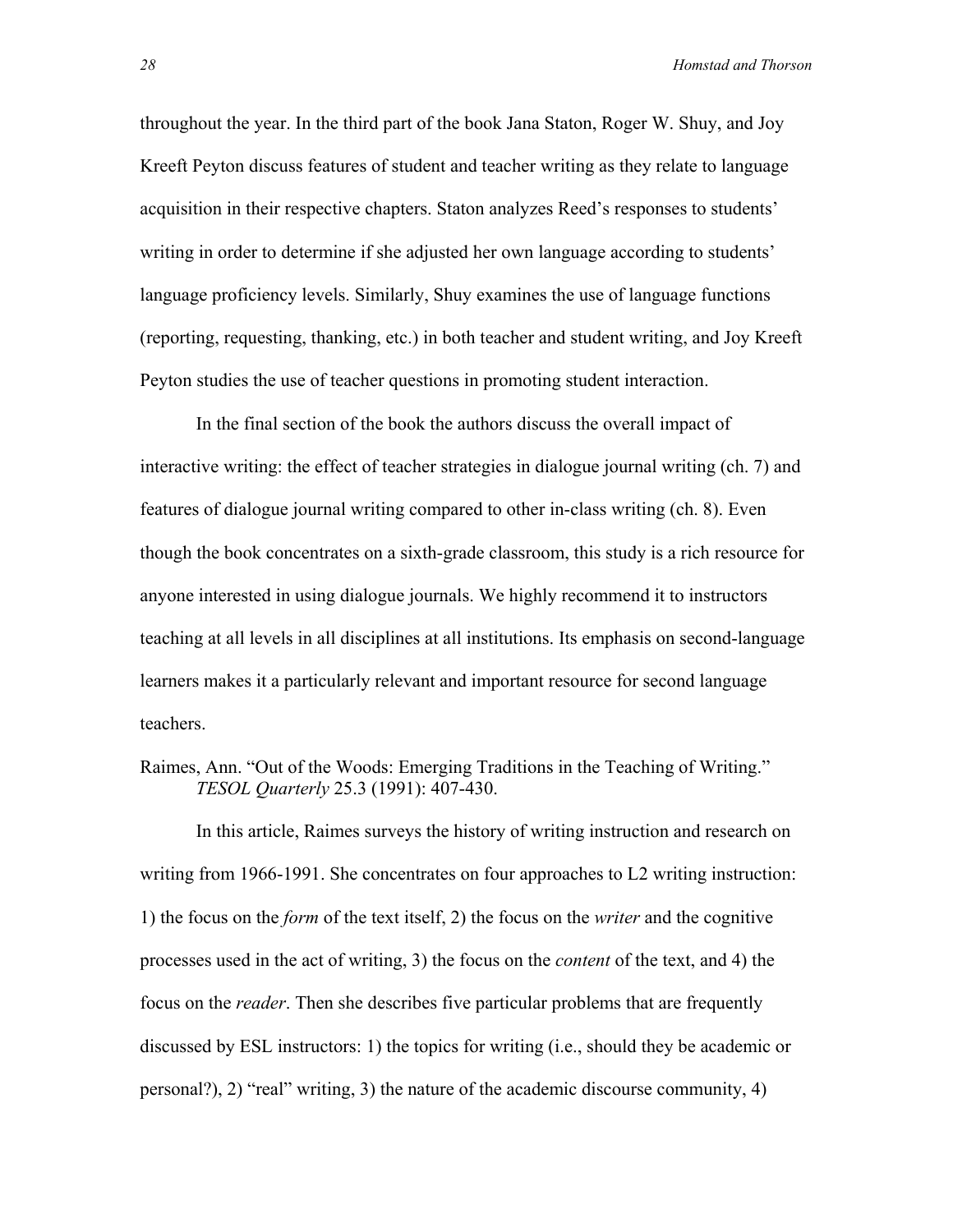throughout the year. In the third part of the book Jana Staton, Roger W. Shuy, and Joy Kreeft Peyton discuss features of student and teacher writing as they relate to language acquisition in their respective chapters. Staton analyzes Reed's responses to students' writing in order to determine if she adjusted her own language according to students' language proficiency levels. Similarly, Shuy examines the use of language functions (reporting, requesting, thanking, etc.) in both teacher and student writing, and Joy Kreeft Peyton studies the use of teacher questions in promoting student interaction.

In the final section of the book the authors discuss the overall impact of interactive writing: the effect of teacher strategies in dialogue journal writing (ch. 7) and features of dialogue journal writing compared to other in-class writing (ch. 8). Even though the book concentrates on a sixth-grade classroom, this study is a rich resource for anyone interested in using dialogue journals. We highly recommend it to instructors teaching at all levels in all disciplines at all institutions. Its emphasis on second-language learners makes it a particularly relevant and important resource for second language teachers.

Raimes, Ann. "Out of the Woods: Emerging Traditions in the Teaching of Writing." *TESOL Quarterly* 25.3 (1991): 407-430.

In this article, Raimes surveys the history of writing instruction and research on writing from 1966-1991. She concentrates on four approaches to L2 writing instruction: 1) the focus on the *form* of the text itself, 2) the focus on the *writer* and the cognitive processes used in the act of writing, 3) the focus on the *content* of the text, and 4) the focus on the *reader*. Then she describes five particular problems that are frequently discussed by ESL instructors: 1) the topics for writing (i.e., should they be academic or personal?), 2) "real" writing, 3) the nature of the academic discourse community, 4)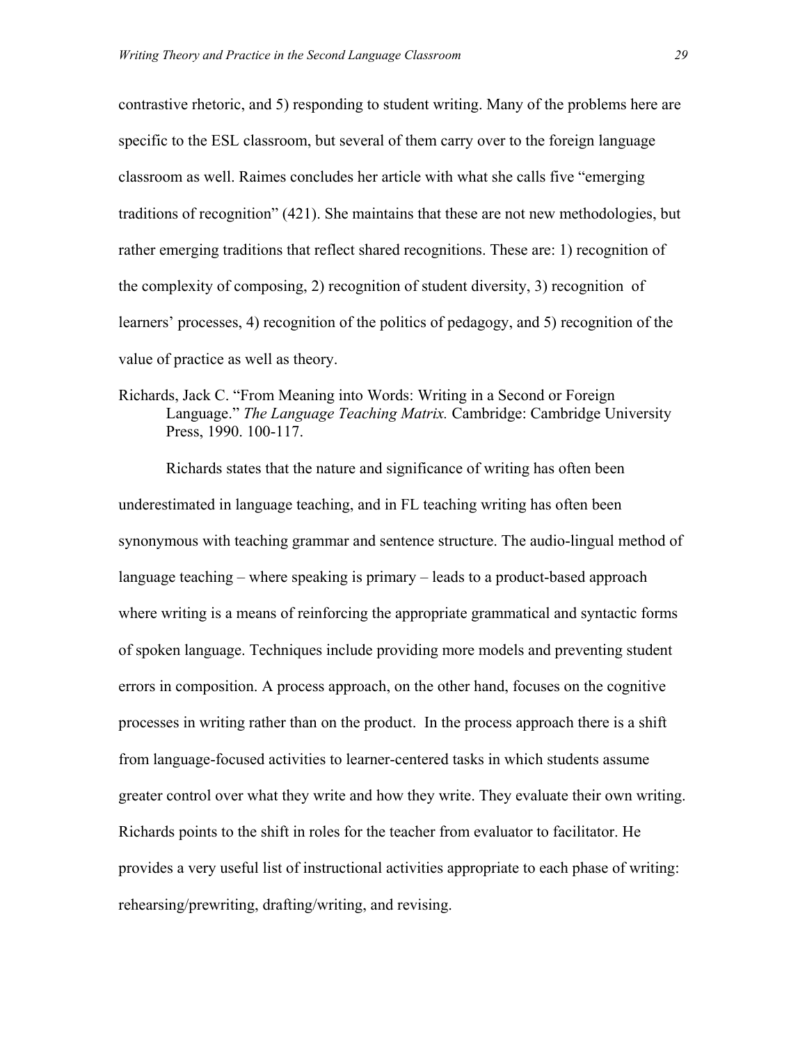contrastive rhetoric, and 5) responding to student writing. Many of the problems here are specific to the ESL classroom, but several of them carry over to the foreign language classroom as well. Raimes concludes her article with what she calls five "emerging traditions of recognition" (421). She maintains that these are not new methodologies, but rather emerging traditions that reflect shared recognitions. These are: 1) recognition of the complexity of composing, 2) recognition of student diversity, 3) recognition of learners' processes, 4) recognition of the politics of pedagogy, and 5) recognition of the value of practice as well as theory.

Richards, Jack C. "From Meaning into Words: Writing in a Second or Foreign Language." *The Language Teaching Matrix.* Cambridge: Cambridge University Press, 1990. 100-117.

Richards states that the nature and significance of writing has often been underestimated in language teaching, and in FL teaching writing has often been synonymous with teaching grammar and sentence structure. The audio-lingual method of language teaching – where speaking is primary – leads to a product-based approach where writing is a means of reinforcing the appropriate grammatical and syntactic forms of spoken language. Techniques include providing more models and preventing student errors in composition. A process approach, on the other hand, focuses on the cognitive processes in writing rather than on the product. In the process approach there is a shift from language-focused activities to learner-centered tasks in which students assume greater control over what they write and how they write. They evaluate their own writing. Richards points to the shift in roles for the teacher from evaluator to facilitator. He provides a very useful list of instructional activities appropriate to each phase of writing: rehearsing/prewriting, drafting/writing, and revising.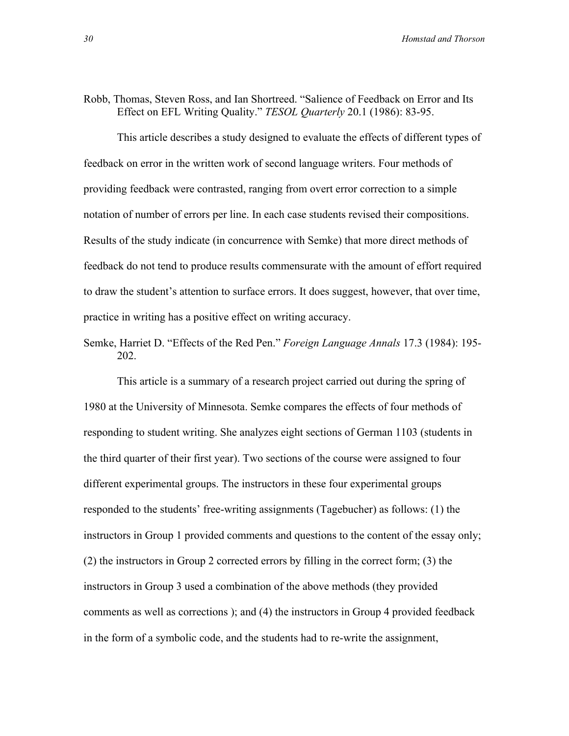Robb, Thomas, Steven Ross, and Ian Shortreed. "Salience of Feedback on Error and Its Effect on EFL Writing Quality." *TESOL Quarterly* 20.1 (1986): 83-95.

This article describes a study designed to evaluate the effects of different types of feedback on error in the written work of second language writers. Four methods of providing feedback were contrasted, ranging from overt error correction to a simple notation of number of errors per line. In each case students revised their compositions. Results of the study indicate (in concurrence with Semke) that more direct methods of feedback do not tend to produce results commensurate with the amount of effort required to draw the student's attention to surface errors. It does suggest, however, that over time, practice in writing has a positive effect on writing accuracy.

Semke, Harriet D. "Effects of the Red Pen." *Foreign Language Annals* 17.3 (1984): 195-202.

This article is a summary of a research project carried out during the spring of 1980 at the University of Minnesota. Semke compares the effects of four methods of responding to student writing. She analyzes eight sections of German 1103 (students in the third quarter of their first year). Two sections of the course were assigned to four different experimental groups. The instructors in these four experimental groups responded to the students' free-writing assignments (Tagebucher) as follows: (1) the instructors in Group 1 provided comments and questions to the content of the essay only; (2) the instructors in Group 2 corrected errors by filling in the correct form; (3) the instructors in Group 3 used a combination of the above methods (they provided comments as well as corrections ); and (4) the instructors in Group 4 provided feedback in the form of a symbolic code, and the students had to re-write the assignment,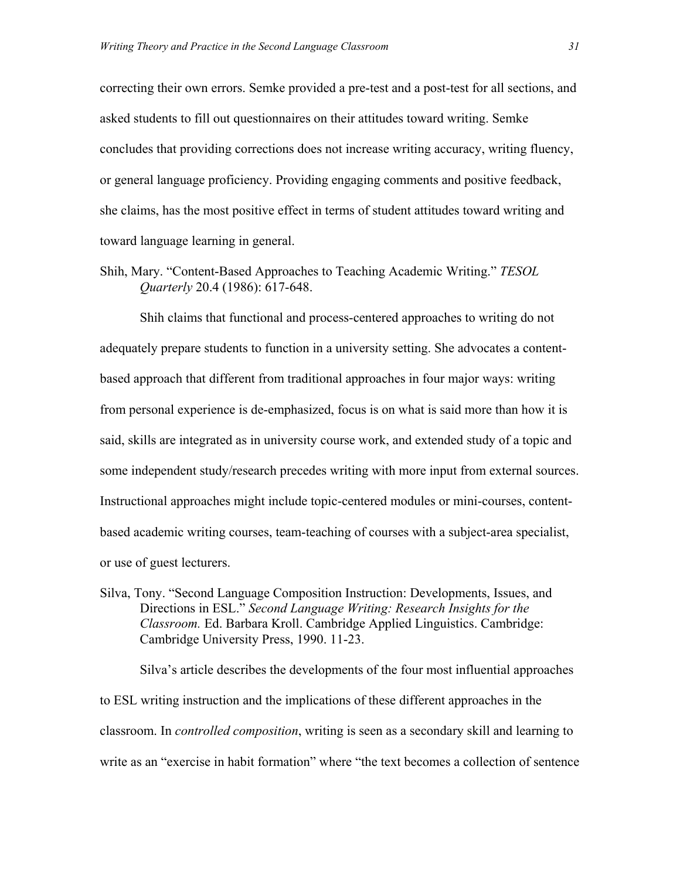correcting their own errors. Semke provided a pre-test and a post-test for all sections, and asked students to fill out questionnaires on their attitudes toward writing. Semke concludes that providing corrections does not increase writing accuracy, writing fluency, or general language proficiency. Providing engaging comments and positive feedback, she claims, has the most positive effect in terms of student attitudes toward writing and toward language learning in general.

Shih, Mary. "Content-Based Approaches to Teaching Academic Writing." *TESOL Quarterly* 20.4 (1986): 617-648.

Shih claims that functional and process-centered approaches to writing do not adequately prepare students to function in a university setting. She advocates a content-based approach that different from traditional approaches in four major ways: writing from personal experience is de-emphasized, focus is on what is said more than how it is said, skills are integrated as in university course work, and extended study of a topic and some independent study/research precedes writing with more input from external sources. Instructional approaches might include topic-centered modules or mini-courses, content-based academic writing courses, team-teaching of courses with a subject-area specialist, or use of guest lecturers.

Silva, Tony. "Second Language Composition Instruction: Developments, Issues, and Directions in ESL." *Second Language Writing: Research Insights for the Classroom.* Ed. Barbara Kroll. Cambridge Applied Linguistics. Cambridge: Cambridge University Press, 1990. 11-23.

Silva's article describes the developments of the four most influential approaches to ESL writing instruction and the implications of these different approaches in the classroom. In *controlled composition*, writing is seen as a secondary skill and learning to write as an "exercise in habit formation" where "the text becomes a collection of sentence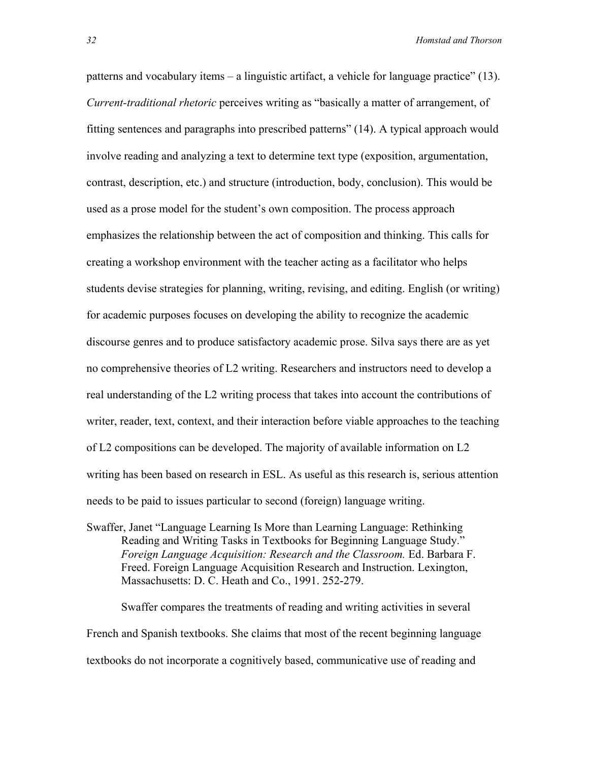patterns and vocabulary items – a linguistic artifact, a vehicle for language practice" (13). *Current-traditional rhetoric* perceives writing as "basically a matter of arrangement, of fitting sentences and paragraphs into prescribed patterns" (14). A typical approach would involve reading and analyzing a text to determine text type (exposition, argumentation, contrast, description, etc.) and structure (introduction, body, conclusion). This would be used as a prose model for the student's own composition. The process approach emphasizes the relationship between the act of composition and thinking. This calls for creating a workshop environment with the teacher acting as a facilitator who helps students devise strategies for planning, writing, revising, and editing. English (or writing) for academic purposes focuses on developing the ability to recognize the academic discourse genres and to produce satisfactory academic prose. Silva says there are as yet no comprehensive theories of L2 writing. Researchers and instructors need to develop a real understanding of the L2 writing process that takes into account the contributions of writer, reader, text, context, and their interaction before viable approaches to the teaching of L2 compositions can be developed. The majority of available information on L2 writing has been based on research in ESL. As useful as this research is, serious attention needs to be paid to issues particular to second (foreign) language writing.

Swaffer, Janet "Language Learning Is More than Learning Language: Rethinking Reading and Writing Tasks in Textbooks for Beginning Language Study." *Foreign Language Acquisition: Research and the Classroom.* Ed. Barbara F. Freed. Foreign Language Acquisition Research and Instruction. Lexington, Massachusetts: D. C. Heath and Co., 1991. 252-279.

Swaffer compares the treatments of reading and writing activities in several French and Spanish textbooks. She claims that most of the recent beginning language textbooks do not incorporate a cognitively based, communicative use of reading and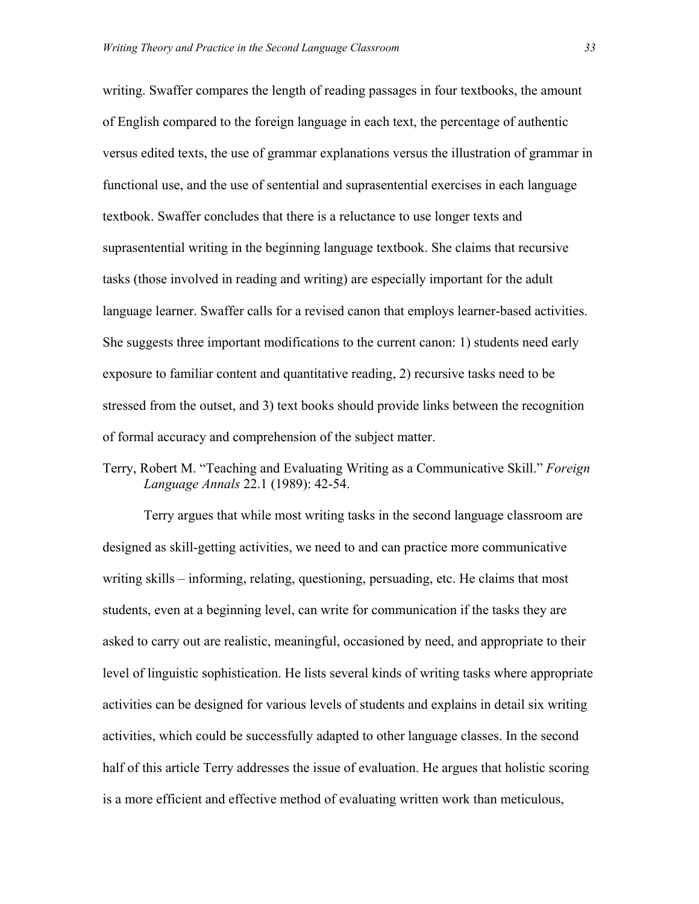writing. Swaffer compares the length of reading passages in four textbooks, the amount of English compared to the foreign language in each text, the percentage of authentic versus edited texts, the use of grammar explanations versus the illustration of grammar in functional use, and the use of sentential and suprasentential exercises in each language textbook. Swaffer concludes that there is a reluctance to use longer texts and suprasentential writing in the beginning language textbook. She claims that recursive tasks (those involved in reading and writing) are especially important for the adult language learner. Swaffer calls for a revised canon that employs learner-based activities. She suggests three important modifications to the current canon: 1) students need early exposure to familiar content and quantitative reading, 2) recursive tasks need to be stressed from the outset, and 3) text books should provide links between the recognition of formal accuracy and comprehension of the subject matter.

Terry, Robert M. "Teaching and Evaluating Writing as a Communicative Skill." *Foreign Language Annals* 22.1 (1989): 42-54.

Terry argues that while most writing tasks in the second language classroom are designed as skill-getting activities, we need to and can practice more communicative writing skills – informing, relating, questioning, persuading, etc. He claims that most students, even at a beginning level, can write for communication if the tasks they are asked to carry out are realistic, meaningful, occasioned by need, and appropriate to their level of linguistic sophistication. He lists several kinds of writing tasks where appropriate activities can be designed for various levels of students and explains in detail six writing activities, which could be successfully adapted to other language classes. In the second half of this article Terry addresses the issue of evaluation. He argues that holistic scoring is a more efficient and effective method of evaluating written work than meticulous,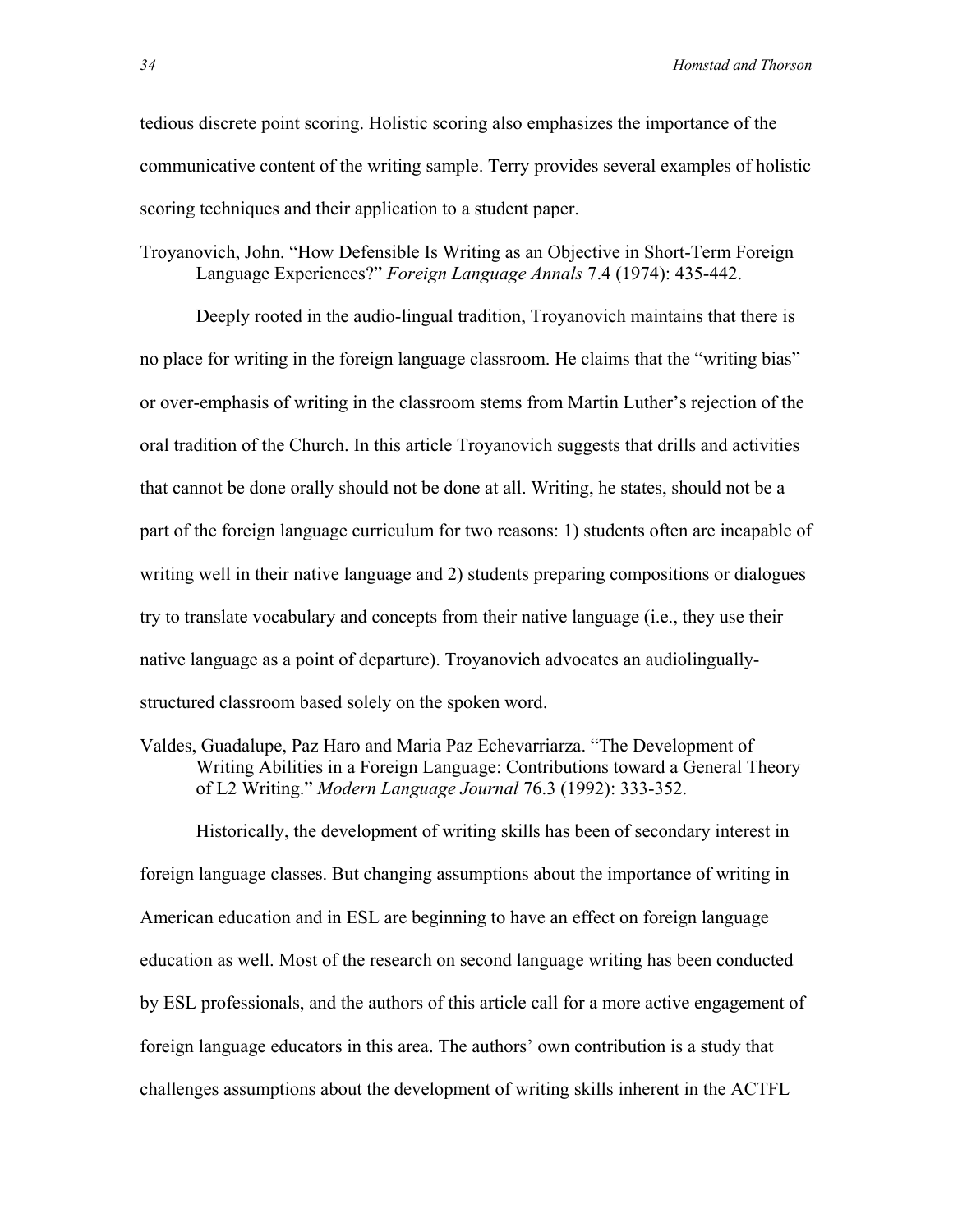tedious discrete point scoring. Holistic scoring also emphasizes the importance of the communicative content of the writing sample. Terry provides several examples of holistic scoring techniques and their application to a student paper.

Troyanovich, John. "How Defensible Is Writing as an Objective in Short-Term Foreign Language Experiences?" *Foreign Language Annals* 7.4 (1974): 435-442.

Deeply rooted in the audio-lingual tradition, Troyanovich maintains that there is no place for writing in the foreign language classroom. He claims that the "writing bias" or over-emphasis of writing in the classroom stems from Martin Luther's rejection of the oral tradition of the Church. In this article Troyanovich suggests that drills and activities that cannot be done orally should not be done at all. Writing, he states, should not be a part of the foreign language curriculum for two reasons: 1) students often are incapable of writing well in their native language and 2) students preparing compositions or dialogues try to translate vocabulary and concepts from their native language (i.e., they use their native language as a point of departure). Troyanovich advocates an audiolingually-structured classroom based solely on the spoken word.

Valdes, Guadalupe, Paz Haro and Maria Paz Echevarriarza. "The Development of Writing Abilities in a Foreign Language: Contributions toward a General Theory of L2 Writing." *Modern Language Journal* 76.3 (1992): 333-352.

Historically, the development of writing skills has been of secondary interest in foreign language classes. But changing assumptions about the importance of writing in American education and in ESL are beginning to have an effect on foreign language education as well. Most of the research on second language writing has been conducted by ESL professionals, and the authors of this article call for a more active engagement of foreign language educators in this area. The authors' own contribution is a study that challenges assumptions about the development of writing skills inherent in the ACTFL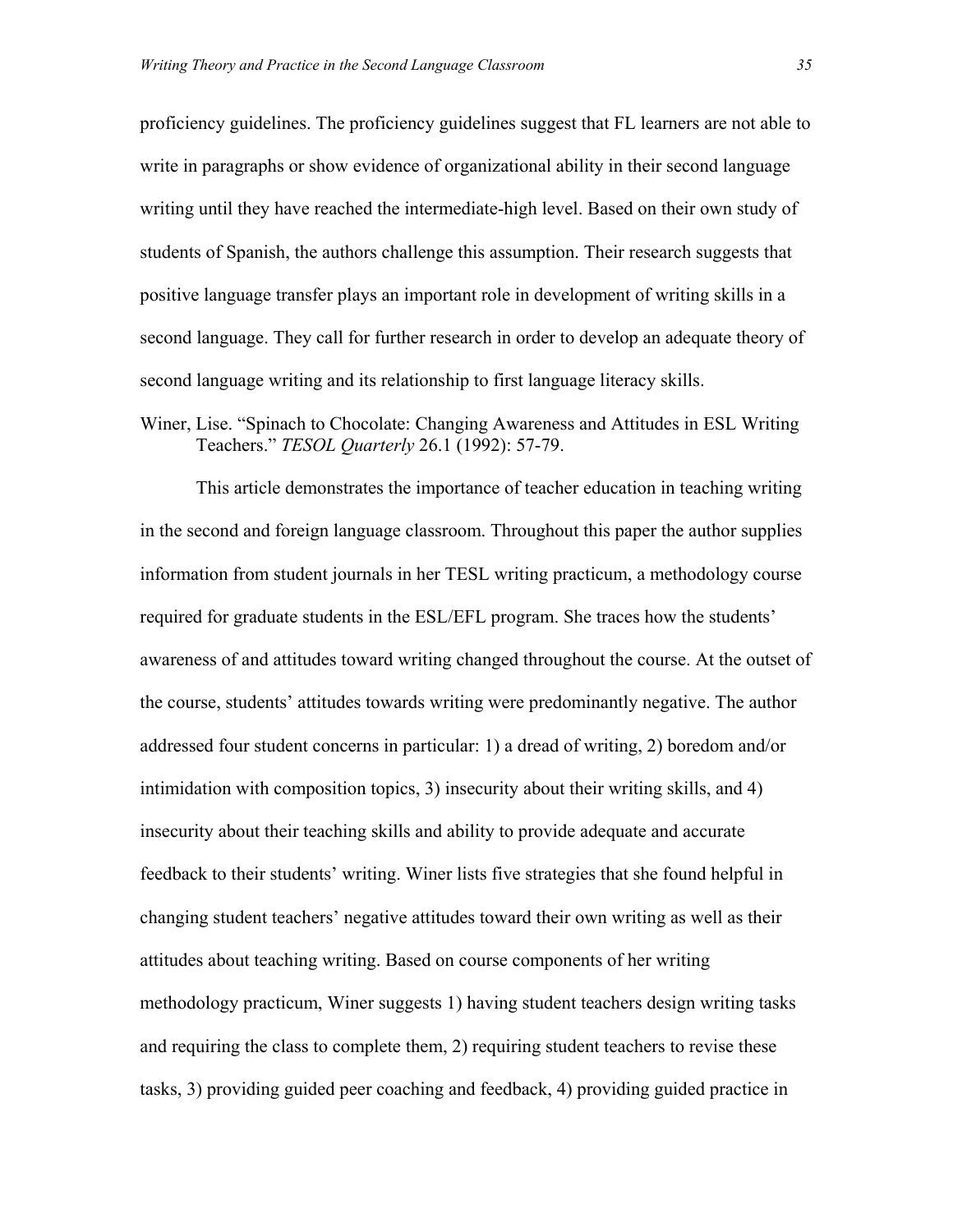proficiency guidelines. The proficiency guidelines suggest that FL learners are not able to write in paragraphs or show evidence of organizational ability in their second language writing until they have reached the intermediate-high level. Based on their own study of students of Spanish, the authors challenge this assumption. Their research suggests that positive language transfer plays an important role in development of writing skills in a second language. They call for further research in order to develop an adequate theory of second language writing and its relationship to first language literacy skills.

Winer, Lise. "Spinach to Chocolate: Changing Awareness and Attitudes in ESL Writing Teachers." *TESOL Quarterly* 26.1 (1992): 57-79.

This article demonstrates the importance of teacher education in teaching writing in the second and foreign language classroom. Throughout this paper the author supplies information from student journals in her TESL writing practicum, a methodology course required for graduate students in the ESL/EFL program. She traces how the students' awareness of and attitudes toward writing changed throughout the course. At the outset of the course, students' attitudes towards writing were predominantly negative. The author addressed four student concerns in particular: 1) a dread of writing, 2) boredom and/or intimidation with composition topics, 3) insecurity about their writing skills, and 4) insecurity about their teaching skills and ability to provide adequate and accurate feedback to their students' writing. Winer lists five strategies that she found helpful in changing student teachers' negative attitudes toward their own writing as well as their attitudes about teaching writing. Based on course components of her writing methodology practicum, Winer suggests 1) having student teachers design writing tasks and requiring the class to complete them, 2) requiring student teachers to revise these tasks, 3) providing guided peer coaching and feedback, 4) providing guided practice in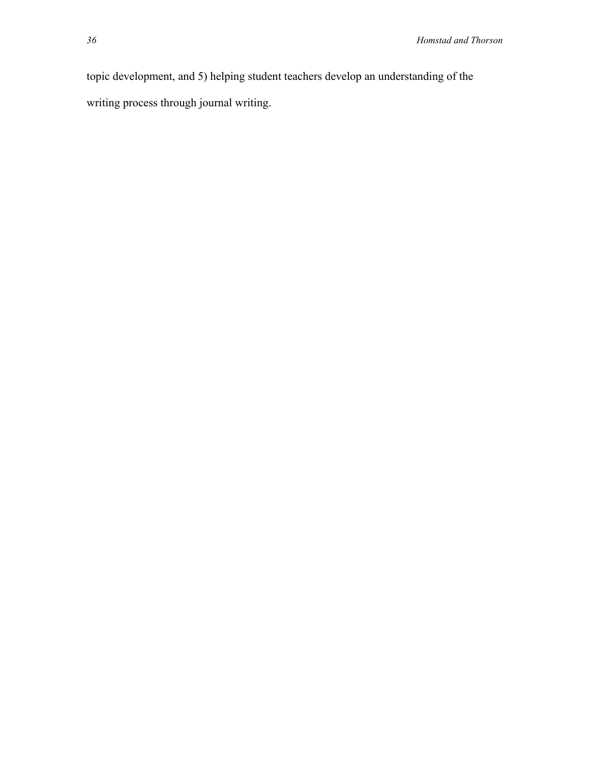topic development, and 5) helping student teachers develop an understanding of the writing process through journal writing.